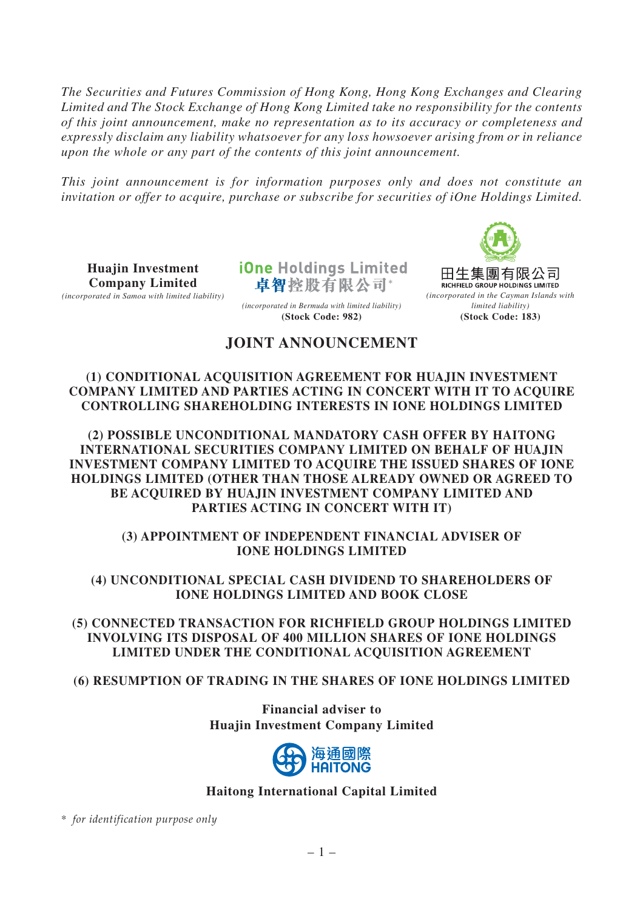*The Securities and Futures Commission of Hong Kong, Hong Kong Exchanges and Clearing Limited and The Stock Exchange of Hong Kong Limited take no responsibility for the contents of this joint announcement, make no representation as to its accuracy or completeness and expressly disclaim any liability whatsoever for any loss howsoever arising from or in reliance upon the whole or any part of the contents of this joint announcement.*

*This joint announcement is for information purposes only and does not constitute an invitation or offer to acquire, purchase or subscribe for securities of iOne Holdings Limited.*

**Huajin Investment Company Limited**
*(incorporated in Samoa with limited liability)*

**iOne Holdings Limited**
**卓智控股有限公司***
*(incorporated in Bermuda with limited liability)*
**(Stock Code: 982)**

**田生集團有限公司**
**RICHFIELD GROUP HOLDINGS LIMITED**
*(incorporated in the Cayman Islands with limited liability)*
**(Stock Code: 183)**

# JOINT ANNOUNCEMENT

**(1) CONDITIONAL ACQUISITION AGREEMENT FOR HUAJIN INVESTMENT COMPANY LIMITED AND PARTIES ACTING IN CONCERT WITH IT TO ACQUIRE CONTROLLING SHAREHOLDING INTERESTS IN IONE HOLDINGS LIMITED**

**(2) POSSIBLE UNCONDITIONAL MANDATORY CASH OFFER BY HAITONG INTERNATIONAL SECURITIES COMPANY LIMITED ON BEHALF OF HUAJIN INVESTMENT COMPANY LIMITED TO ACQUIRE THE ISSUED SHARES OF IONE HOLDINGS LIMITED (OTHER THAN THOSE ALREADY OWNED OR AGREED TO BE ACQUIRED BY HUAJIN INVESTMENT COMPANY LIMITED AND PARTIES ACTING IN CONCERT WITH IT)**

**(3) APPOINTMENT OF INDEPENDENT FINANCIAL ADVISER OF IONE HOLDINGS LIMITED**

**(4) UNCONDITIONAL SPECIAL CASH DIVIDEND TO SHAREHOLDERS OF IONE HOLDINGS LIMITED AND BOOK CLOSE**

**(5) CONNECTED TRANSACTION FOR RICHFIELD GROUP HOLDINGS LIMITED INVOLVING ITS DISPOSAL OF 400 MILLION SHARES OF IONE HOLDINGS LIMITED UNDER THE CONDITIONAL ACQUISITION AGREEMENT**

**(6) RESUMPTION OF TRADING IN THE SHARES OF IONE HOLDINGS LIMITED**

**Financial adviser to**
**Huajin Investment Company Limited**

海通國際
HAITONG

**Haitong International Capital Limited**

\* *for identification purpose only*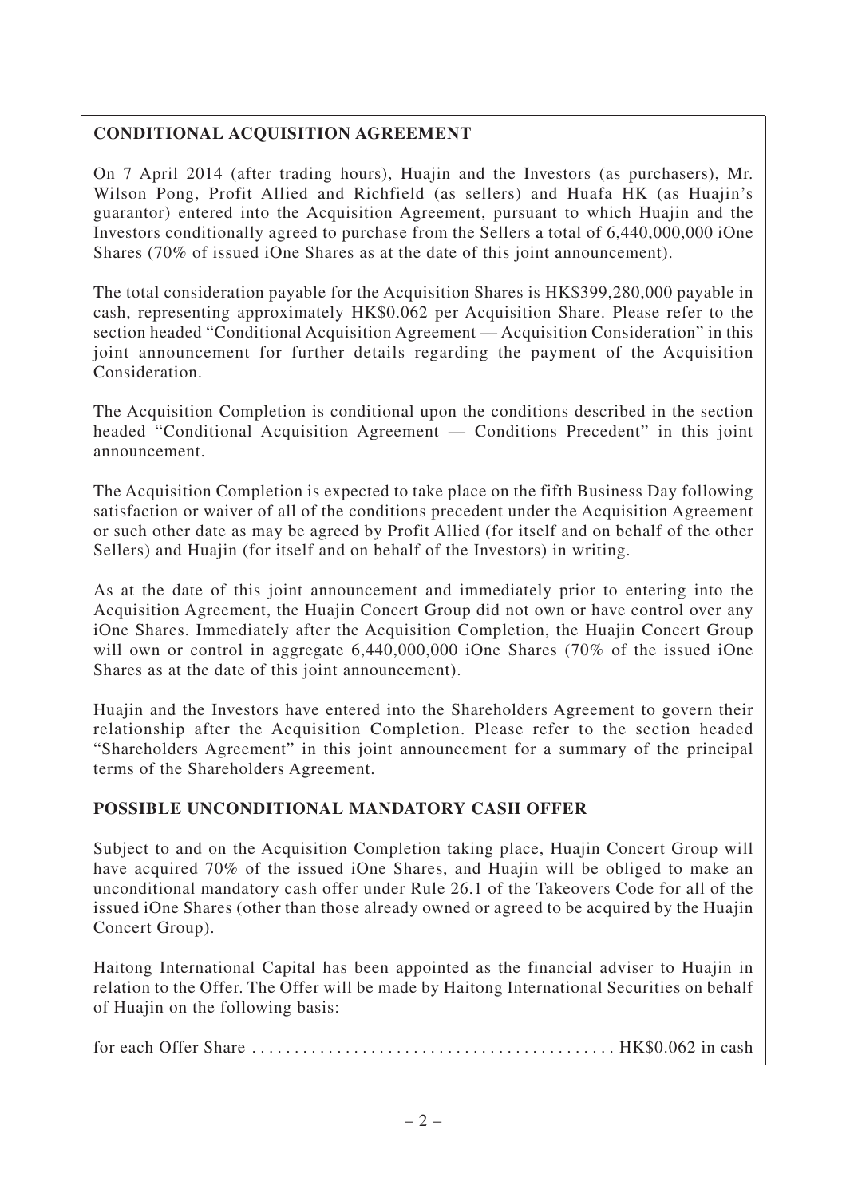## CONDITIONAL ACQUISITION AGREEMENT

On 7 April 2014 (after trading hours), Huajin and the Investors (as purchasers), Mr. Wilson Pong, Profit Allied and Richfield (as sellers) and Huafa HK (as Huajin's guarantor) entered into the Acquisition Agreement, pursuant to which Huajin and the Investors conditionally agreed to purchase from the Sellers a total of 6,440,000,000 iOne Shares (70% of issued iOne Shares as at the date of this joint announcement).

The total consideration payable for the Acquisition Shares is HK$399,280,000 payable in cash, representing approximately HK$0.062 per Acquisition Share. Please refer to the section headed "Conditional Acquisition Agreement — Acquisition Consideration" in this joint announcement for further details regarding the payment of the Acquisition Consideration.

The Acquisition Completion is conditional upon the conditions described in the section headed "Conditional Acquisition Agreement — Conditions Precedent" in this joint announcement.

The Acquisition Completion is expected to take place on the fifth Business Day following satisfaction or waiver of all of the conditions precedent under the Acquisition Agreement or such other date as may be agreed by Profit Allied (for itself and on behalf of the other Sellers) and Huajin (for itself and on behalf of the Investors) in writing.

As at the date of this joint announcement and immediately prior to entering into the Acquisition Agreement, the Huajin Concert Group did not own or have control over any iOne Shares. Immediately after the Acquisition Completion, the Huajin Concert Group will own or control in aggregate 6,440,000,000 iOne Shares (70% of the issued iOne Shares as at the date of this joint announcement).

Huajin and the Investors have entered into the Shareholders Agreement to govern their relationship after the Acquisition Completion. Please refer to the section headed "Shareholders Agreement" in this joint announcement for a summary of the principal terms of the Shareholders Agreement.

## POSSIBLE UNCONDITIONAL MANDATORY CASH OFFER

Subject to and on the Acquisition Completion taking place, Huajin Concert Group will have acquired 70% of the issued iOne Shares, and Huajin will be obliged to make an unconditional mandatory cash offer under Rule 26.1 of the Takeovers Code for all of the issued iOne Shares (other than those already owned or agreed to be acquired by the Huajin Concert Group).

Haitong International Capital has been appointed as the financial adviser to Huajin in relation to the Offer. The Offer will be made by Haitong International Securities on behalf of Huajin on the following basis:

for each Offer Share .......................................... HK$0.062 in cash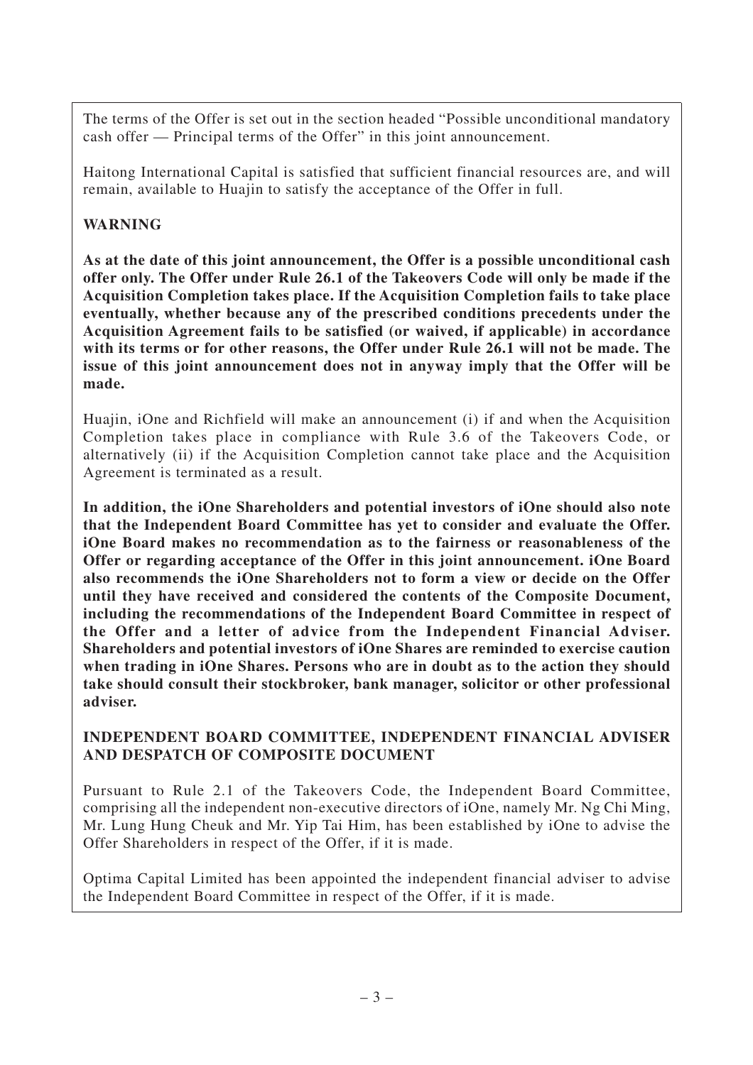The terms of the Offer is set out in the section headed "Possible unconditional mandatory cash offer — Principal terms of the Offer" in this joint announcement.

Haitong International Capital is satisfied that sufficient financial resources are, and will remain, available to Huajin to satisfy the acceptance of the Offer in full.

**WARNING**

**As at the date of this joint announcement, the Offer is a possible unconditional cash offer only. The Offer under Rule 26.1 of the Takeovers Code will only be made if the Acquisition Completion takes place. If the Acquisition Completion fails to take place eventually, whether because any of the prescribed conditions precedents under the Acquisition Agreement fails to be satisfied (or waived, if applicable) in accordance with its terms or for other reasons, the Offer under Rule 26.1 will not be made. The issue of this joint announcement does not in anyway imply that the Offer will be made.**

Huajin, iOne and Richfield will make an announcement (i) if and when the Acquisition Completion takes place in compliance with Rule 3.6 of the Takeovers Code, or alternatively (ii) if the Acquisition Completion cannot take place and the Acquisition Agreement is terminated as a result.

**In addition, the iOne Shareholders and potential investors of iOne should also note that the Independent Board Committee has yet to consider and evaluate the Offer. iOne Board makes no recommendation as to the fairness or reasonableness of the Offer or regarding acceptance of the Offer in this joint announcement. iOne Board also recommends the iOne Shareholders not to form a view or decide on the Offer until they have received and considered the contents of the Composite Document, including the recommendations of the Independent Board Committee in respect of the Offer and a letter of advice from the Independent Financial Adviser. Shareholders and potential investors of iOne Shares are reminded to exercise caution when trading in iOne Shares. Persons who are in doubt as to the action they should take should consult their stockbroker, bank manager, solicitor or other professional adviser.**

**INDEPENDENT BOARD COMMITTEE, INDEPENDENT FINANCIAL ADVISER AND DESPATCH OF COMPOSITE DOCUMENT**

Pursuant to Rule 2.1 of the Takeovers Code, the Independent Board Committee, comprising all the independent non-executive directors of iOne, namely Mr. Ng Chi Ming, Mr. Lung Hung Cheuk and Mr. Yip Tai Him, has been established by iOne to advise the Offer Shareholders in respect of the Offer, if it is made.

Optima Capital Limited has been appointed the independent financial adviser to advise the Independent Board Committee in respect of the Offer, if it is made.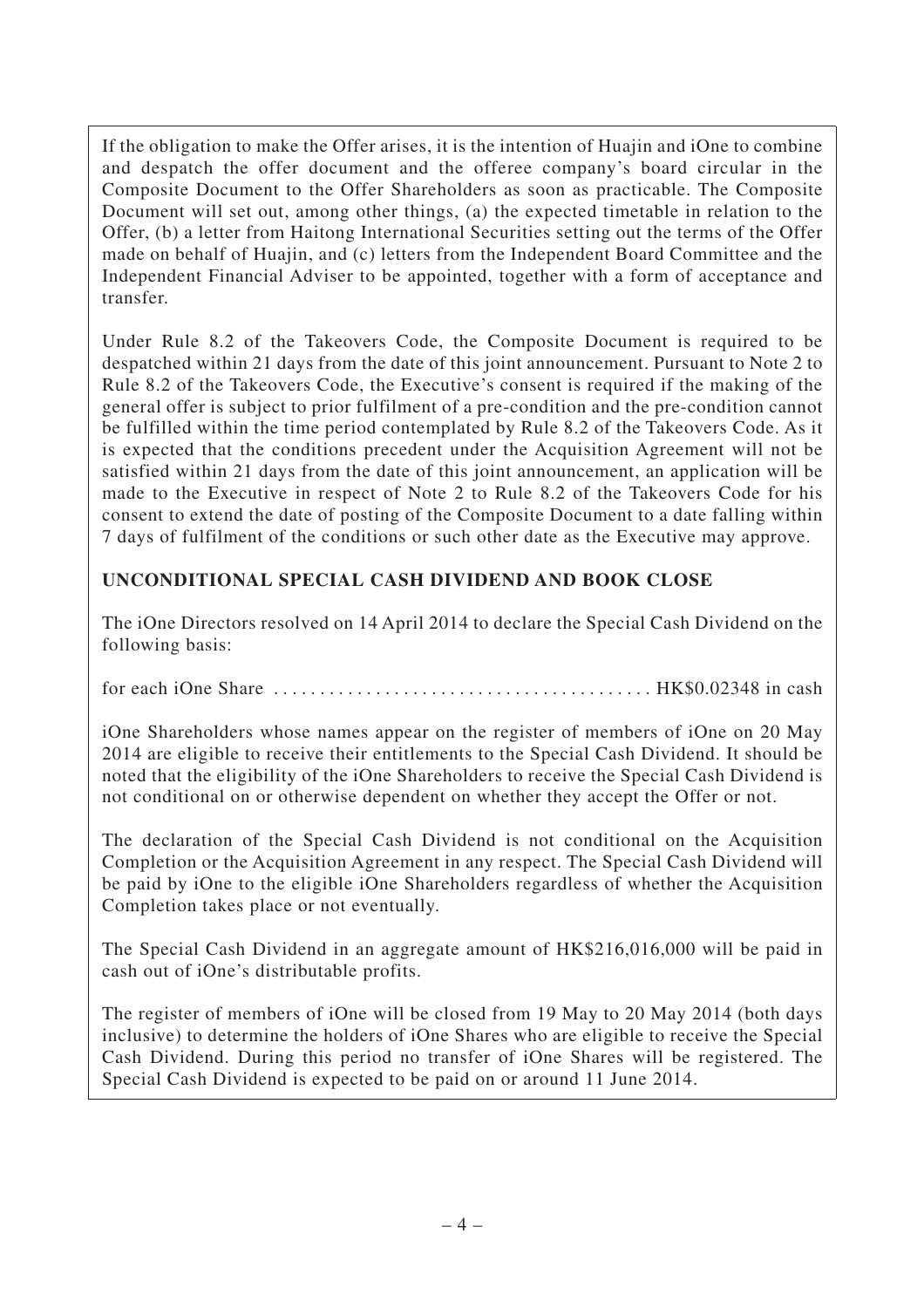If the obligation to make the Offer arises, it is the intention of Huajin and iOne to combine and despatch the offer document and the offeree company's board circular in the Composite Document to the Offer Shareholders as soon as practicable. The Composite Document will set out, among other things, (a) the expected timetable in relation to the Offer, (b) a letter from Haitong International Securities setting out the terms of the Offer made on behalf of Huajin, and (c) letters from the Independent Board Committee and the Independent Financial Adviser to be appointed, together with a form of acceptance and transfer.

Under Rule 8.2 of the Takeovers Code, the Composite Document is required to be despatched within 21 days from the date of this joint announcement. Pursuant to Note 2 to Rule 8.2 of the Takeovers Code, the Executive's consent is required if the making of the general offer is subject to prior fulfilment of a pre-condition and the pre-condition cannot be fulfilled within the time period contemplated by Rule 8.2 of the Takeovers Code. As it is expected that the conditions precedent under the Acquisition Agreement will not be satisfied within 21 days from the date of this joint announcement, an application will be made to the Executive in respect of Note 2 to Rule 8.2 of the Takeovers Code for his consent to extend the date of posting of the Composite Document to a date falling within 7 days of fulfilment of the conditions or such other date as the Executive may approve.

**UNCONDITIONAL SPECIAL CASH DIVIDEND AND BOOK CLOSE**

The iOne Directors resolved on 14 April 2014 to declare the Special Cash Dividend on the following basis:

for each iOne Share .......................................... HK$0.02348 in cash

iOne Shareholders whose names appear on the register of members of iOne on 20 May 2014 are eligible to receive their entitlements to the Special Cash Dividend. It should be noted that the eligibility of the iOne Shareholders to receive the Special Cash Dividend is not conditional on or otherwise dependent on whether they accept the Offer or not.

The declaration of the Special Cash Dividend is not conditional on the Acquisition Completion or the Acquisition Agreement in any respect. The Special Cash Dividend will be paid by iOne to the eligible iOne Shareholders regardless of whether the Acquisition Completion takes place or not eventually.

The Special Cash Dividend in an aggregate amount of HK$216,016,000 will be paid in cash out of iOne's distributable profits.

The register of members of iOne will be closed from 19 May to 20 May 2014 (both days inclusive) to determine the holders of iOne Shares who are eligible to receive the Special Cash Dividend. During this period no transfer of iOne Shares will be registered. The Special Cash Dividend is expected to be paid on or around 11 June 2014.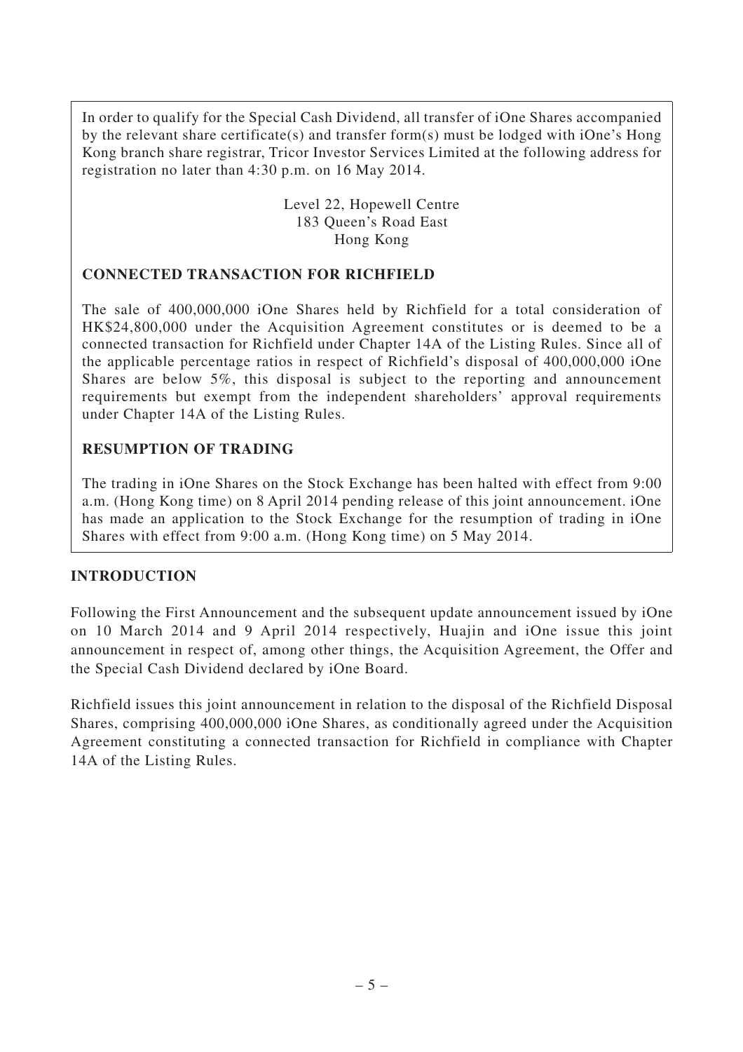In order to qualify for the Special Cash Dividend, all transfer of iOne Shares accompanied by the relevant share certificate(s) and transfer form(s) must be lodged with iOne's Hong Kong branch share registrar, Tricor Investor Services Limited at the following address for registration no later than 4:30 p.m. on 16 May 2014.

Level 22, Hopewell Centre
183 Queen's Road East
Hong Kong

**CONNECTED TRANSACTION FOR RICHFIELD**

The sale of 400,000,000 iOne Shares held by Richfield for a total consideration of HK$24,800,000 under the Acquisition Agreement constitutes or is deemed to be a connected transaction for Richfield under Chapter 14A of the Listing Rules. Since all of the applicable percentage ratios in respect of Richfield's disposal of 400,000,000 iOne Shares are below 5%, this disposal is subject to the reporting and announcement requirements but exempt from the independent shareholders' approval requirements under Chapter 14A of the Listing Rules.

**RESUMPTION OF TRADING**

The trading in iOne Shares on the Stock Exchange has been halted with effect from 9:00 a.m. (Hong Kong time) on 8 April 2014 pending release of this joint announcement. iOne has made an application to the Stock Exchange for the resumption of trading in iOne Shares with effect from 9:00 a.m. (Hong Kong time) on 5 May 2014.

## INTRODUCTION

Following the First Announcement and the subsequent update announcement issued by iOne on 10 March 2014 and 9 April 2014 respectively, Huajin and iOne issue this joint announcement in respect of, among other things, the Acquisition Agreement, the Offer and the Special Cash Dividend declared by iOne Board.

Richfield issues this joint announcement in relation to the disposal of the Richfield Disposal Shares, comprising 400,000,000 iOne Shares, as conditionally agreed under the Acquisition Agreement constituting a connected transaction for Richfield in compliance with Chapter 14A of the Listing Rules.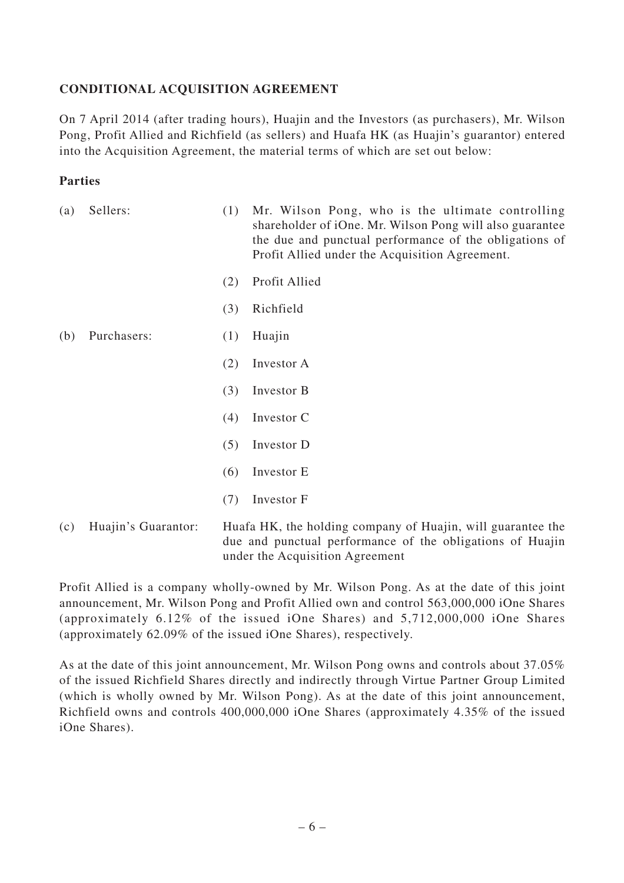## CONDITIONAL ACQUISITION AGREEMENT

On 7 April 2014 (after trading hours), Huajin and the Investors (as purchasers), Mr. Wilson Pong, Profit Allied and Richfield (as sellers) and Huafa HK (as Huajin's guarantor) entered into the Acquisition Agreement, the material terms of which are set out below:

### Parties

(a) Sellers:

(1) Mr. Wilson Pong, who is the ultimate controlling shareholder of iOne. Mr. Wilson Pong will also guarantee the due and punctual performance of the obligations of Profit Allied under the Acquisition Agreement.

(2) Profit Allied

(3) Richfield

(b) Purchasers:

(1) Huajin

(2) Investor A

(3) Investor B

(4) Investor C

(5) Investor D

(6) Investor E

(7) Investor F

(c) Huajin's Guarantor: Huafa HK, the holding company of Huajin, will guarantee the due and punctual performance of the obligations of Huajin under the Acquisition Agreement

Profit Allied is a company wholly-owned by Mr. Wilson Pong. As at the date of this joint announcement, Mr. Wilson Pong and Profit Allied own and control 563,000,000 iOne Shares (approximately 6.12% of the issued iOne Shares) and 5,712,000,000 iOne Shares (approximately 62.09% of the issued iOne Shares), respectively.

As at the date of this joint announcement, Mr. Wilson Pong owns and controls about 37.05% of the issued Richfield Shares directly and indirectly through Virtue Partner Group Limited (which is wholly owned by Mr. Wilson Pong). As at the date of this joint announcement, Richfield owns and controls 400,000,000 iOne Shares (approximately 4.35% of the issued iOne Shares).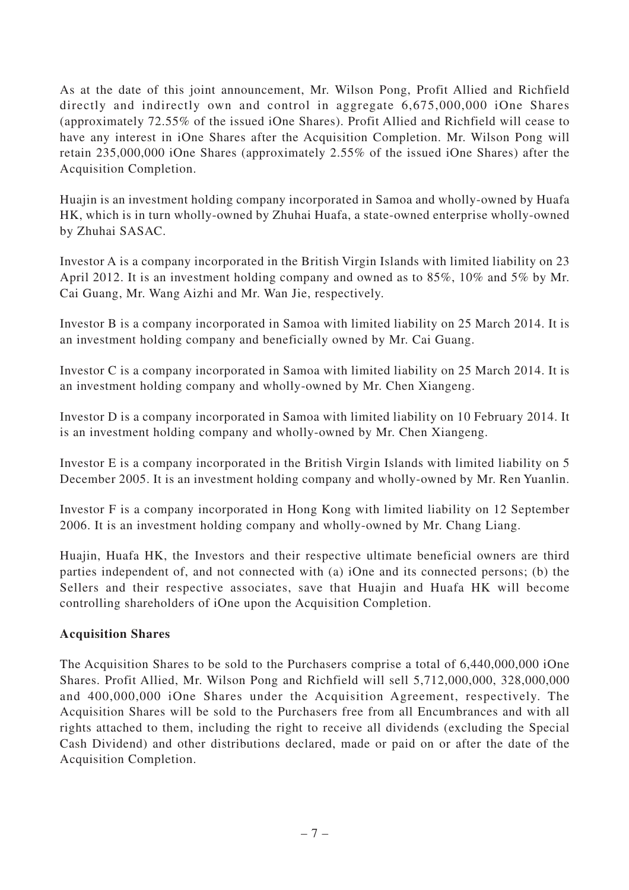As at the date of this joint announcement, Mr. Wilson Pong, Profit Allied and Richfield directly and indirectly own and control in aggregate 6,675,000,000 iOne Shares (approximately 72.55% of the issued iOne Shares). Profit Allied and Richfield will cease to have any interest in iOne Shares after the Acquisition Completion. Mr. Wilson Pong will retain 235,000,000 iOne Shares (approximately 2.55% of the issued iOne Shares) after the Acquisition Completion.

Huajin is an investment holding company incorporated in Samoa and wholly-owned by Huafa HK, which is in turn wholly-owned by Zhuhai Huafa, a state-owned enterprise wholly-owned by Zhuhai SASAC.

Investor A is a company incorporated in the British Virgin Islands with limited liability on 23 April 2012. It is an investment holding company and owned as to 85%, 10% and 5% by Mr. Cai Guang, Mr. Wang Aizhi and Mr. Wan Jie, respectively.

Investor B is a company incorporated in Samoa with limited liability on 25 March 2014. It is an investment holding company and beneficially owned by Mr. Cai Guang.

Investor C is a company incorporated in Samoa with limited liability on 25 March 2014. It is an investment holding company and wholly-owned by Mr. Chen Xiangeng.

Investor D is a company incorporated in Samoa with limited liability on 10 February 2014. It is an investment holding company and wholly-owned by Mr. Chen Xiangeng.

Investor E is a company incorporated in the British Virgin Islands with limited liability on 5 December 2005. It is an investment holding company and wholly-owned by Mr. Ren Yuanlin.

Investor F is a company incorporated in Hong Kong with limited liability on 12 September 2006. It is an investment holding company and wholly-owned by Mr. Chang Liang.

Huajin, Huafa HK, the Investors and their respective ultimate beneficial owners are third parties independent of, and not connected with (a) iOne and its connected persons; (b) the Sellers and their respective associates, save that Huajin and Huafa HK will become controlling shareholders of iOne upon the Acquisition Completion.

**Acquisition Shares**

The Acquisition Shares to be sold to the Purchasers comprise a total of 6,440,000,000 iOne Shares. Profit Allied, Mr. Wilson Pong and Richfield will sell 5,712,000,000, 328,000,000 and 400,000,000 iOne Shares under the Acquisition Agreement, respectively. The Acquisition Shares will be sold to the Purchasers free from all Encumbrances and with all rights attached to them, including the right to receive all dividends (excluding the Special Cash Dividend) and other distributions declared, made or paid on or after the date of the Acquisition Completion.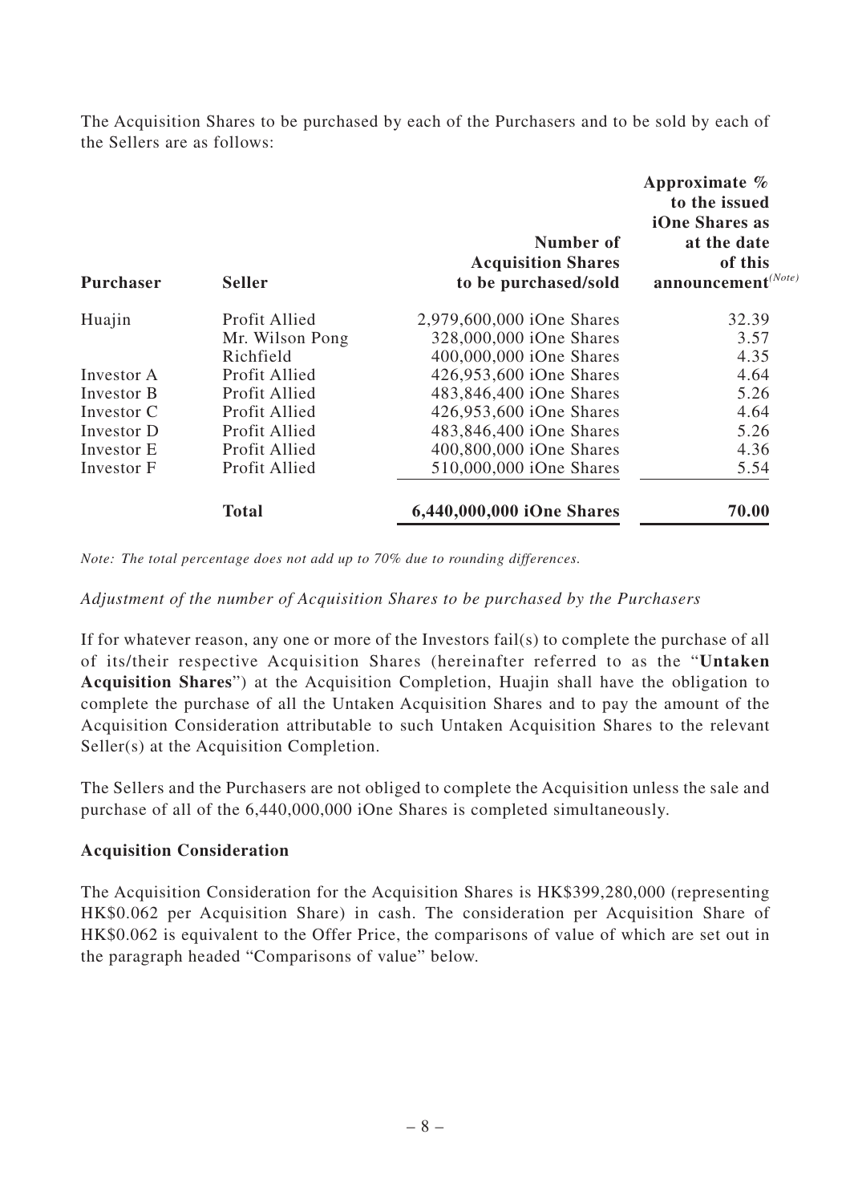The Acquisition Shares to be purchased by each of the Purchasers and to be sold by each of the Sellers are as follows:

| Purchaser | Seller | Number of Acquisition Shares to be purchased/sold | Approximate % to the issued iOne Shares as at the date of this announcement[(Note)] |
|---|---|---|---|
| Huajin | Profit Allied | 2,979,600,000 iOne Shares | 32.39 |
| | Mr. Wilson Pong | 328,000,000 iOne Shares | 3.57 |
| | Richfield | 400,000,000 iOne Shares | 4.35 |
| Investor A | Profit Allied | 426,953,600 iOne Shares | 4.64 |
| Investor B | Profit Allied | 483,846,400 iOne Shares | 5.26 |
| Investor C | Profit Allied | 426,953,600 iOne Shares | 4.64 |
| Investor D | Profit Allied | 483,846,400 iOne Shares | 5.26 |
| Investor E | Profit Allied | 400,800,000 iOne Shares | 4.36 |
| Investor F | Profit Allied | 510,000,000 iOne Shares | 5.54 |
| | **Total** | **6,440,000,000 iOne Shares** | **70.00** |

*Note: The total percentage does not add up to 70% due to rounding differences.*

*Adjustment of the number of Acquisition Shares to be purchased by the Purchasers*

If for whatever reason, any one or more of the Investors fail(s) to complete the purchase of all of its/their respective Acquisition Shares (hereinafter referred to as the "**Untaken Acquisition Shares**") at the Acquisition Completion, Huajin shall have the obligation to complete the purchase of all the Untaken Acquisition Shares and to pay the amount of the Acquisition Consideration attributable to such Untaken Acquisition Shares to the relevant Seller(s) at the Acquisition Completion.

The Sellers and the Purchasers are not obliged to complete the Acquisition unless the sale and purchase of all of the 6,440,000,000 iOne Shares is completed simultaneously.

**Acquisition Consideration**

The Acquisition Consideration for the Acquisition Shares is HK$399,280,000 (representing HK$0.062 per Acquisition Share) in cash. The consideration per Acquisition Share of HK$0.062 is equivalent to the Offer Price, the comparisons of value of which are set out in the paragraph headed "Comparisons of value" below.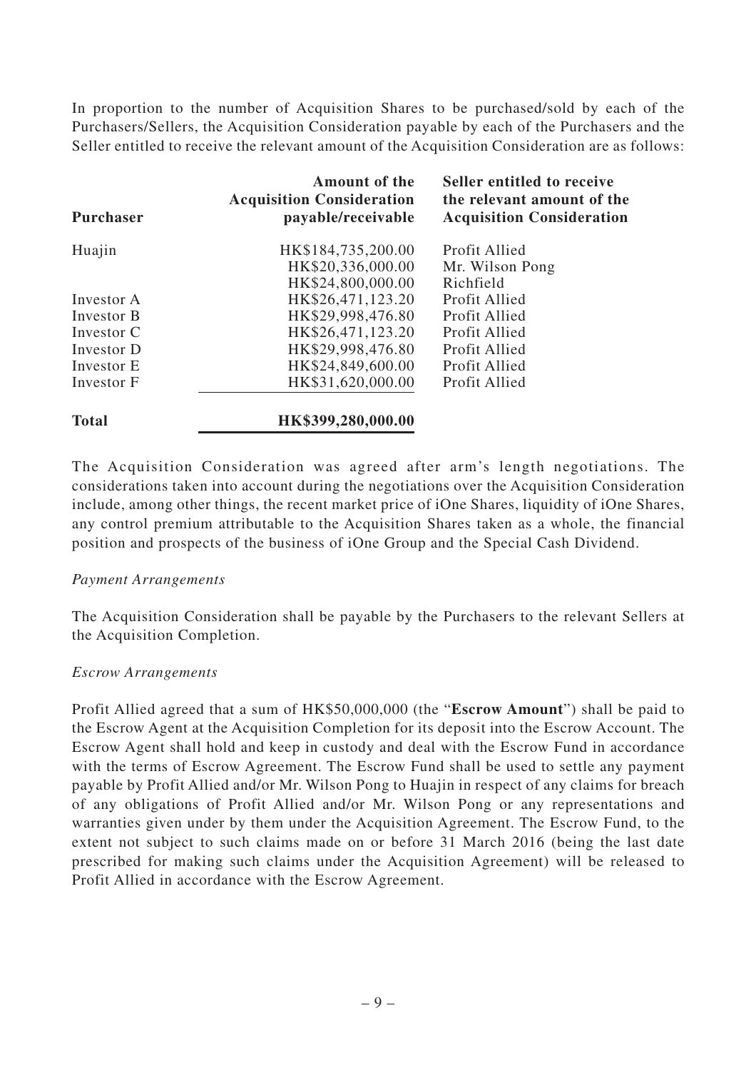In proportion to the number of Acquisition Shares to be purchased/sold by each of the Purchasers/Sellers, the Acquisition Consideration payable by each of the Purchasers and the Seller entitled to receive the relevant amount of the Acquisition Consideration are as follows:

| Purchaser | Amount of the Acquisition Consideration payable/receivable | Seller entitled to receive the relevant amount of the Acquisition Consideration |
|---|---|---|
| Huajin | HK$184,735,200.00 | Profit Allied |
| | HK$20,336,000.00 | Mr. Wilson Pong |
| | HK$24,800,000.00 | Richfield |
| Investor A | HK$26,471,123.20 | Profit Allied |
| Investor B | HK$29,998,476.80 | Profit Allied |
| Investor C | HK$26,471,123.20 | Profit Allied |
| Investor D | HK$29,998,476.80 | Profit Allied |
| Investor E | HK$24,849,600.00 | Profit Allied |
| Investor F | HK$31,620,000.00 | Profit Allied |
| **Total** | **HK$399,280,000.00** | |

The Acquisition Consideration was agreed after arm's length negotiations. The considerations taken into account during the negotiations over the Acquisition Consideration include, among other things, the recent market price of iOne Shares, liquidity of iOne Shares, any control premium attributable to the Acquisition Shares taken as a whole, the financial position and prospects of the business of iOne Group and the Special Cash Dividend.

*Payment Arrangements*

The Acquisition Consideration shall be payable by the Purchasers to the relevant Sellers at the Acquisition Completion.

*Escrow Arrangements*

Profit Allied agreed that a sum of HK$50,000,000 (the "**Escrow Amount**") shall be paid to the Escrow Agent at the Acquisition Completion for its deposit into the Escrow Account. The Escrow Agent shall hold and keep in custody and deal with the Escrow Fund in accordance with the terms of Escrow Agreement. The Escrow Fund shall be used to settle any payment payable by Profit Allied and/or Mr. Wilson Pong to Huajin in respect of any claims for breach of any obligations of Profit Allied and/or Mr. Wilson Pong or any representations and warranties given under by them under the Acquisition Agreement. The Escrow Fund, to the extent not subject to such claims made on or before 31 March 2016 (being the last date prescribed for making such claims under the Acquisition Agreement) will be released to Profit Allied in accordance with the Escrow Agreement.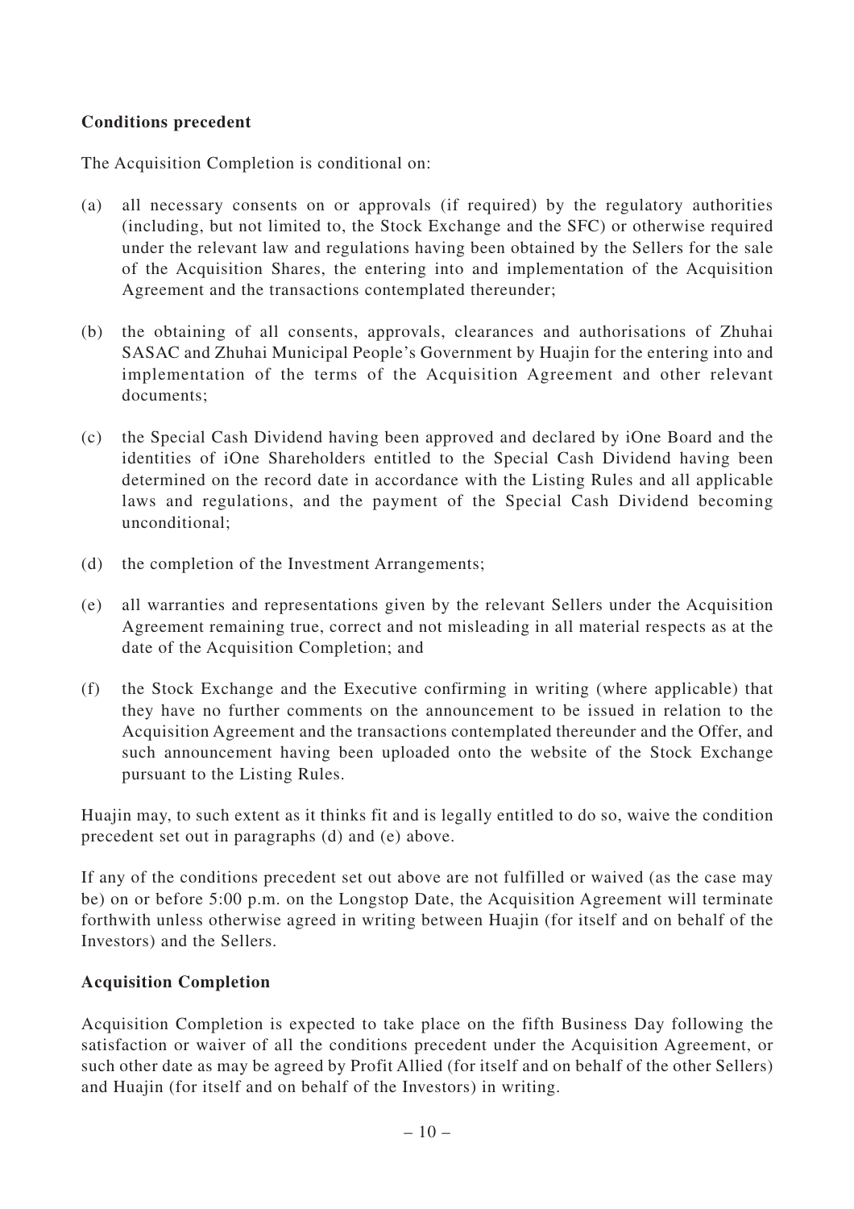**Conditions precedent**

The Acquisition Completion is conditional on:

(a) all necessary consents on or approvals (if required) by the regulatory authorities (including, but not limited to, the Stock Exchange and the SFC) or otherwise required under the relevant law and regulations having been obtained by the Sellers for the sale of the Acquisition Shares, the entering into and implementation of the Acquisition Agreement and the transactions contemplated thereunder;

(b) the obtaining of all consents, approvals, clearances and authorisations of Zhuhai SASAC and Zhuhai Municipal People's Government by Huajin for the entering into and implementation of the terms of the Acquisition Agreement and other relevant documents;

(c) the Special Cash Dividend having been approved and declared by iOne Board and the identities of iOne Shareholders entitled to the Special Cash Dividend having been determined on the record date in accordance with the Listing Rules and all applicable laws and regulations, and the payment of the Special Cash Dividend becoming unconditional;

(d) the completion of the Investment Arrangements;

(e) all warranties and representations given by the relevant Sellers under the Acquisition Agreement remaining true, correct and not misleading in all material respects as at the date of the Acquisition Completion; and

(f) the Stock Exchange and the Executive confirming in writing (where applicable) that they have no further comments on the announcement to be issued in relation to the Acquisition Agreement and the transactions contemplated thereunder and the Offer, and such announcement having been uploaded onto the website of the Stock Exchange pursuant to the Listing Rules.

Huajin may, to such extent as it thinks fit and is legally entitled to do so, waive the condition precedent set out in paragraphs (d) and (e) above.

If any of the conditions precedent set out above are not fulfilled or waived (as the case may be) on or before 5:00 p.m. on the Longstop Date, the Acquisition Agreement will terminate forthwith unless otherwise agreed in writing between Huajin (for itself and on behalf of the Investors) and the Sellers.

**Acquisition Completion**

Acquisition Completion is expected to take place on the fifth Business Day following the satisfaction or waiver of all the conditions precedent under the Acquisition Agreement, or such other date as may be agreed by Profit Allied (for itself and on behalf of the other Sellers) and Huajin (for itself and on behalf of the Investors) in writing.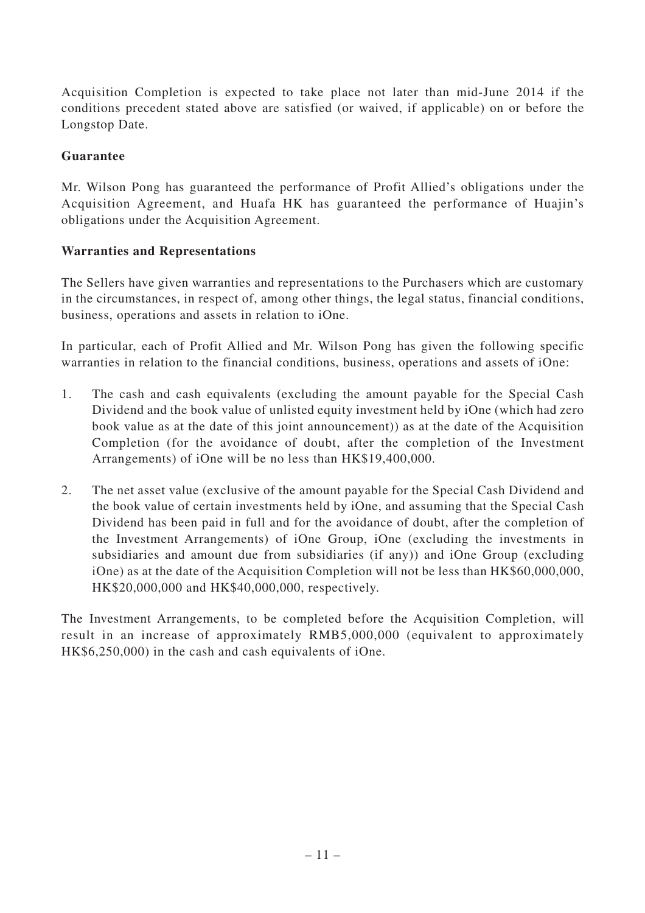Acquisition Completion is expected to take place not later than mid-June 2014 if the conditions precedent stated above are satisfied (or waived, if applicable) on or before the Longstop Date.

**Guarantee**

Mr. Wilson Pong has guaranteed the performance of Profit Allied's obligations under the Acquisition Agreement, and Huafa HK has guaranteed the performance of Huajin's obligations under the Acquisition Agreement.

**Warranties and Representations**

The Sellers have given warranties and representations to the Purchasers which are customary in the circumstances, in respect of, among other things, the legal status, financial conditions, business, operations and assets in relation to iOne.

In particular, each of Profit Allied and Mr. Wilson Pong has given the following specific warranties in relation to the financial conditions, business, operations and assets of iOne:

1. The cash and cash equivalents (excluding the amount payable for the Special Cash Dividend and the book value of unlisted equity investment held by iOne (which had zero book value as at the date of this joint announcement)) as at the date of the Acquisition Completion (for the avoidance of doubt, after the completion of the Investment Arrangements) of iOne will be no less than HK$19,400,000.

2. The net asset value (exclusive of the amount payable for the Special Cash Dividend and the book value of certain investments held by iOne, and assuming that the Special Cash Dividend has been paid in full and for the avoidance of doubt, after the completion of the Investment Arrangements) of iOne Group, iOne (excluding the investments in subsidiaries and amount due from subsidiaries (if any)) and iOne Group (excluding iOne) as at the date of the Acquisition Completion will not be less than HK$60,000,000, HK$20,000,000 and HK$40,000,000, respectively.

The Investment Arrangements, to be completed before the Acquisition Completion, will result in an increase of approximately RMB5,000,000 (equivalent to approximately HK$6,250,000) in the cash and cash equivalents of iOne.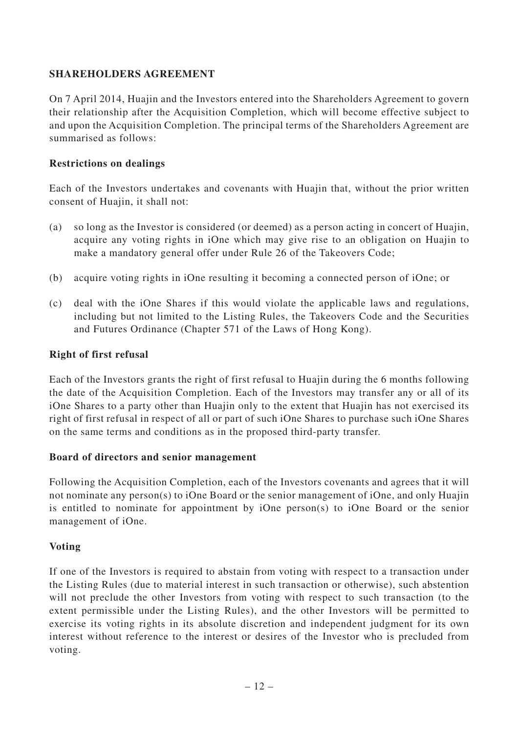## SHAREHOLDERS AGREEMENT

On 7 April 2014, Huajin and the Investors entered into the Shareholders Agreement to govern their relationship after the Acquisition Completion, which will become effective subject to and upon the Acquisition Completion. The principal terms of the Shareholders Agreement are summarised as follows:

### Restrictions on dealings

Each of the Investors undertakes and covenants with Huajin that, without the prior written consent of Huajin, it shall not:

(a) so long as the Investor is considered (or deemed) as a person acting in concert of Huajin, acquire any voting rights in iOne which may give rise to an obligation on Huajin to make a mandatory general offer under Rule 26 of the Takeovers Code;

(b) acquire voting rights in iOne resulting it becoming a connected person of iOne; or

(c) deal with the iOne Shares if this would violate the applicable laws and regulations, including but not limited to the Listing Rules, the Takeovers Code and the Securities and Futures Ordinance (Chapter 571 of the Laws of Hong Kong).

### Right of first refusal

Each of the Investors grants the right of first refusal to Huajin during the 6 months following the date of the Acquisition Completion. Each of the Investors may transfer any or all of its iOne Shares to a party other than Huajin only to the extent that Huajin has not exercised its right of first refusal in respect of all or part of such iOne Shares to purchase such iOne Shares on the same terms and conditions as in the proposed third-party transfer.

### Board of directors and senior management

Following the Acquisition Completion, each of the Investors covenants and agrees that it will not nominate any person(s) to iOne Board or the senior management of iOne, and only Huajin is entitled to nominate for appointment by iOne person(s) to iOne Board or the senior management of iOne.

### Voting

If one of the Investors is required to abstain from voting with respect to a transaction under the Listing Rules (due to material interest in such transaction or otherwise), such abstention will not preclude the other Investors from voting with respect to such transaction (to the extent permissible under the Listing Rules), and the other Investors will be permitted to exercise its voting rights in its absolute discretion and independent judgment for its own interest without reference to the interest or desires of the Investor who is precluded from voting.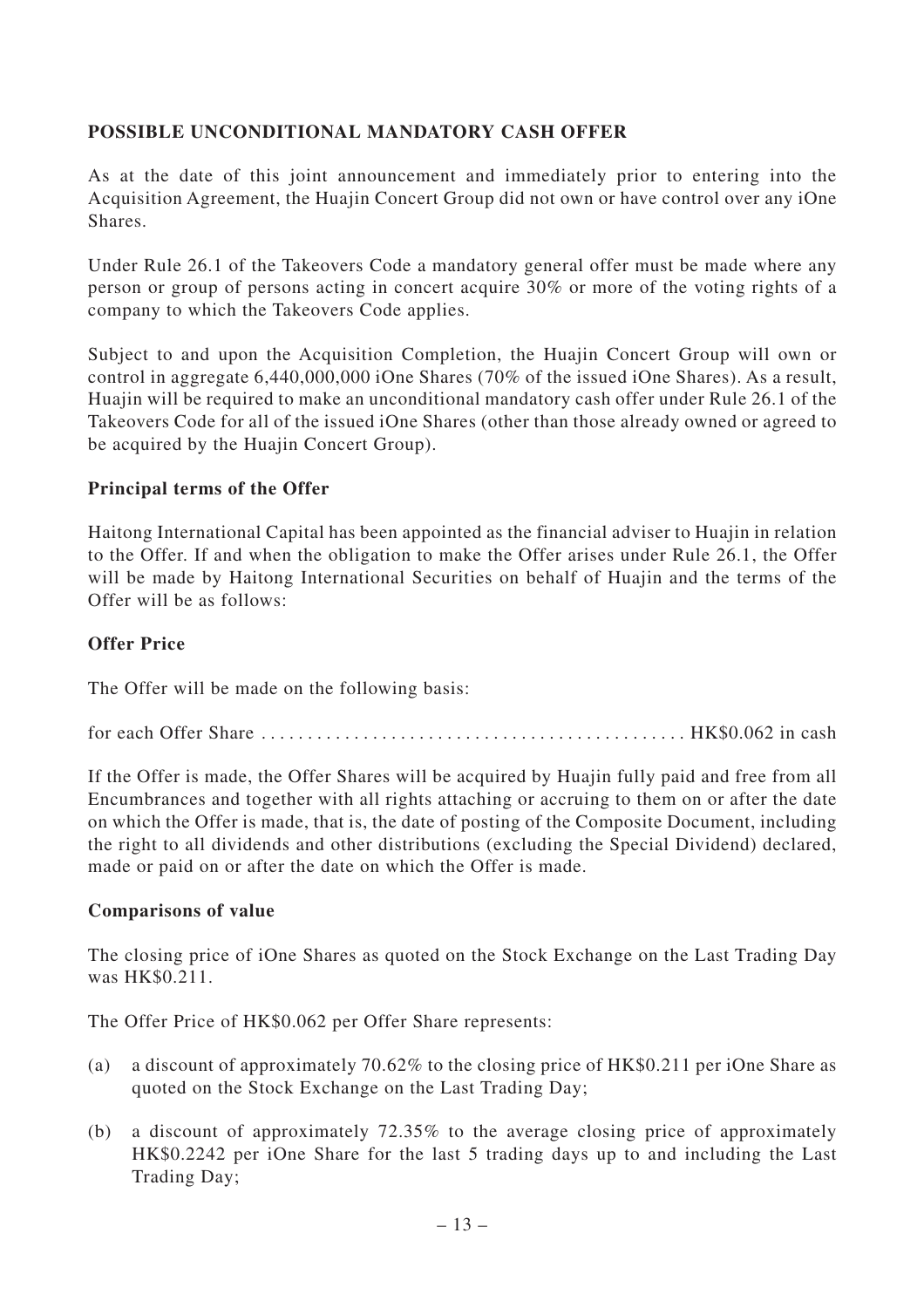**POSSIBLE UNCONDITIONAL MANDATORY CASH OFFER**

As at the date of this joint announcement and immediately prior to entering into the Acquisition Agreement, the Huajin Concert Group did not own or have control over any iOne Shares.

Under Rule 26.1 of the Takeovers Code a mandatory general offer must be made where any person or group of persons acting in concert acquire 30% or more of the voting rights of a company to which the Takeovers Code applies.

Subject to and upon the Acquisition Completion, the Huajin Concert Group will own or control in aggregate 6,440,000,000 iOne Shares (70% of the issued iOne Shares). As a result, Huajin will be required to make an unconditional mandatory cash offer under Rule 26.1 of the Takeovers Code for all of the issued iOne Shares (other than those already owned or agreed to be acquired by the Huajin Concert Group).

**Principal terms of the Offer**

Haitong International Capital has been appointed as the financial adviser to Huajin in relation to the Offer. If and when the obligation to make the Offer arises under Rule 26.1, the Offer will be made by Haitong International Securities on behalf of Huajin and the terms of the Offer will be as follows:

**Offer Price**

The Offer will be made on the following basis:

for each Offer Share ............................................ HK$0.062 in cash

If the Offer is made, the Offer Shares will be acquired by Huajin fully paid and free from all Encumbrances and together with all rights attaching or accruing to them on or after the date on which the Offer is made, that is, the date of posting of the Composite Document, including the right to all dividends and other distributions (excluding the Special Dividend) declared, made or paid on or after the date on which the Offer is made.

**Comparisons of value**

The closing price of iOne Shares as quoted on the Stock Exchange on the Last Trading Day was HK$0.211.

The Offer Price of HK$0.062 per Offer Share represents:

(a) a discount of approximately 70.62% to the closing price of HK$0.211 per iOne Share as quoted on the Stock Exchange on the Last Trading Day;

(b) a discount of approximately 72.35% to the average closing price of approximately HK$0.2242 per iOne Share for the last 5 trading days up to and including the Last Trading Day;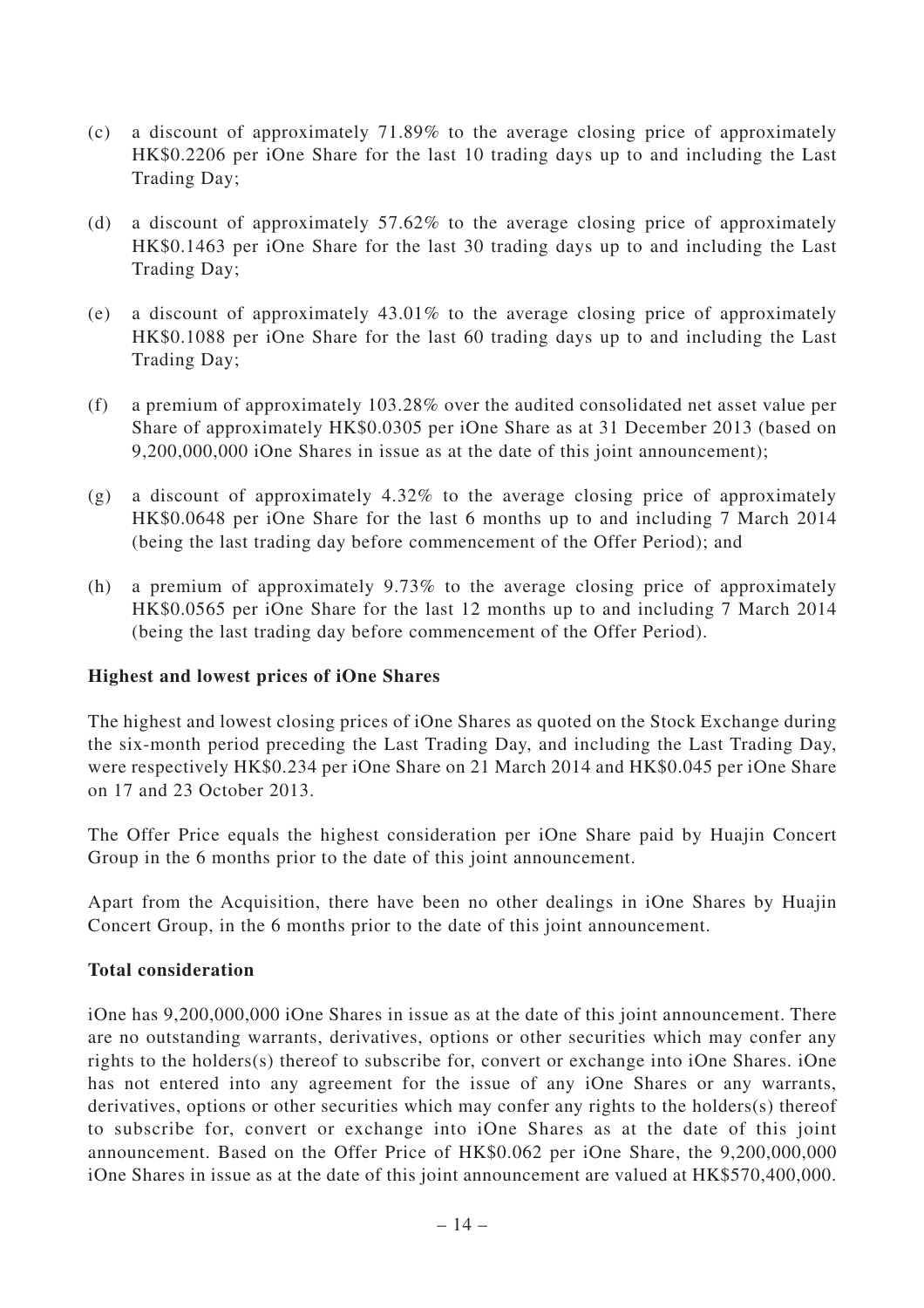(c) a discount of approximately 71.89% to the average closing price of approximately HK$0.2206 per iOne Share for the last 10 trading days up to and including the Last Trading Day;

(d) a discount of approximately 57.62% to the average closing price of approximately HK$0.1463 per iOne Share for the last 30 trading days up to and including the Last Trading Day;

(e) a discount of approximately 43.01% to the average closing price of approximately HK$0.1088 per iOne Share for the last 60 trading days up to and including the Last Trading Day;

(f) a premium of approximately 103.28% over the audited consolidated net asset value per Share of approximately HK$0.0305 per iOne Share as at 31 December 2013 (based on 9,200,000,000 iOne Shares in issue as at the date of this joint announcement);

(g) a discount of approximately 4.32% to the average closing price of approximately HK$0.0648 per iOne Share for the last 6 months up to and including 7 March 2014 (being the last trading day before commencement of the Offer Period); and

(h) a premium of approximately 9.73% to the average closing price of approximately HK$0.0565 per iOne Share for the last 12 months up to and including 7 March 2014 (being the last trading day before commencement of the Offer Period).

**Highest and lowest prices of iOne Shares**

The highest and lowest closing prices of iOne Shares as quoted on the Stock Exchange during the six-month period preceding the Last Trading Day, and including the Last Trading Day, were respectively HK$0.234 per iOne Share on 21 March 2014 and HK$0.045 per iOne Share on 17 and 23 October 2013.

The Offer Price equals the highest consideration per iOne Share paid by Huajin Concert Group in the 6 months prior to the date of this joint announcement.

Apart from the Acquisition, there have been no other dealings in iOne Shares by Huajin Concert Group, in the 6 months prior to the date of this joint announcement.

**Total consideration**

iOne has 9,200,000,000 iOne Shares in issue as at the date of this joint announcement. There are no outstanding warrants, derivatives, options or other securities which may confer any rights to the holders(s) thereof to subscribe for, convert or exchange into iOne Shares. iOne has not entered into any agreement for the issue of any iOne Shares or any warrants, derivatives, options or other securities which may confer any rights to the holders(s) thereof to subscribe for, convert or exchange into iOne Shares as at the date of this joint announcement. Based on the Offer Price of HK$0.062 per iOne Share, the 9,200,000,000 iOne Shares in issue as at the date of this joint announcement are valued at HK$570,400,000.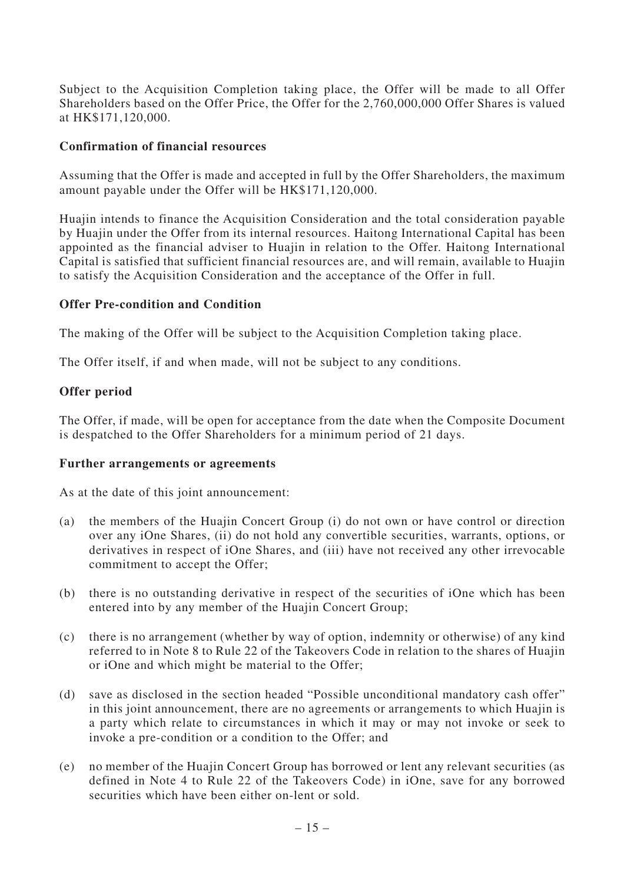Subject to the Acquisition Completion taking place, the Offer will be made to all Offer Shareholders based on the Offer Price, the Offer for the 2,760,000,000 Offer Shares is valued at HK$171,120,000.

**Confirmation of financial resources**

Assuming that the Offer is made and accepted in full by the Offer Shareholders, the maximum amount payable under the Offer will be HK$171,120,000.

Huajin intends to finance the Acquisition Consideration and the total consideration payable by Huajin under the Offer from its internal resources. Haitong International Capital has been appointed as the financial adviser to Huajin in relation to the Offer. Haitong International Capital is satisfied that sufficient financial resources are, and will remain, available to Huajin to satisfy the Acquisition Consideration and the acceptance of the Offer in full.

**Offer Pre-condition and Condition**

The making of the Offer will be subject to the Acquisition Completion taking place.

The Offer itself, if and when made, will not be subject to any conditions.

**Offer period**

The Offer, if made, will be open for acceptance from the date when the Composite Document is despatched to the Offer Shareholders for a minimum period of 21 days.

**Further arrangements or agreements**

As at the date of this joint announcement:

(a) the members of the Huajin Concert Group (i) do not own or have control or direction over any iOne Shares, (ii) do not hold any convertible securities, warrants, options, or derivatives in respect of iOne Shares, and (iii) have not received any other irrevocable commitment to accept the Offer;

(b) there is no outstanding derivative in respect of the securities of iOne which has been entered into by any member of the Huajin Concert Group;

(c) there is no arrangement (whether by way of option, indemnity or otherwise) of any kind referred to in Note 8 to Rule 22 of the Takeovers Code in relation to the shares of Huajin or iOne and which might be material to the Offer;

(d) save as disclosed in the section headed "Possible unconditional mandatory cash offer" in this joint announcement, there are no agreements or arrangements to which Huajin is a party which relate to circumstances in which it may or may not invoke or seek to invoke a pre-condition or a condition to the Offer; and

(e) no member of the Huajin Concert Group has borrowed or lent any relevant securities (as defined in Note 4 to Rule 22 of the Takeovers Code) in iOne, save for any borrowed securities which have been either on-lent or sold.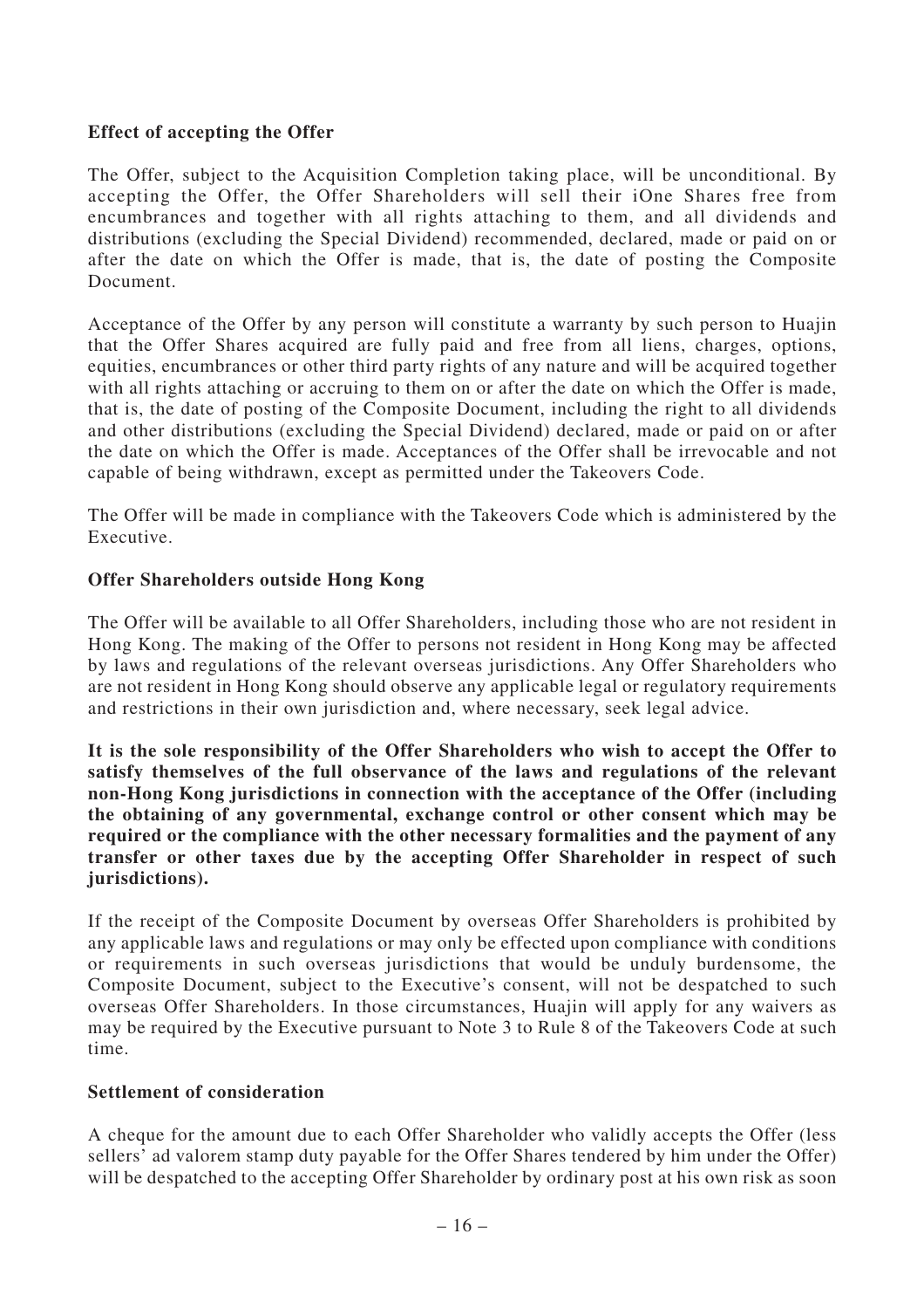**Effect of accepting the Offer**

The Offer, subject to the Acquisition Completion taking place, will be unconditional. By accepting the Offer, the Offer Shareholders will sell their iOne Shares free from encumbrances and together with all rights attaching to them, and all dividends and distributions (excluding the Special Dividend) recommended, declared, made or paid on or after the date on which the Offer is made, that is, the date of posting the Composite Document.

Acceptance of the Offer by any person will constitute a warranty by such person to Huajin that the Offer Shares acquired are fully paid and free from all liens, charges, options, equities, encumbrances or other third party rights of any nature and will be acquired together with all rights attaching or accruing to them on or after the date on which the Offer is made, that is, the date of posting of the Composite Document, including the right to all dividends and other distributions (excluding the Special Dividend) declared, made or paid on or after the date on which the Offer is made. Acceptances of the Offer shall be irrevocable and not capable of being withdrawn, except as permitted under the Takeovers Code.

The Offer will be made in compliance with the Takeovers Code which is administered by the Executive.

**Offer Shareholders outside Hong Kong**

The Offer will be available to all Offer Shareholders, including those who are not resident in Hong Kong. The making of the Offer to persons not resident in Hong Kong may be affected by laws and regulations of the relevant overseas jurisdictions. Any Offer Shareholders who are not resident in Hong Kong should observe any applicable legal or regulatory requirements and restrictions in their own jurisdiction and, where necessary, seek legal advice.

**It is the sole responsibility of the Offer Shareholders who wish to accept the Offer to satisfy themselves of the full observance of the laws and regulations of the relevant non-Hong Kong jurisdictions in connection with the acceptance of the Offer (including the obtaining of any governmental, exchange control or other consent which may be required or the compliance with the other necessary formalities and the payment of any transfer or other taxes due by the accepting Offer Shareholder in respect of such jurisdictions).**

If the receipt of the Composite Document by overseas Offer Shareholders is prohibited by any applicable laws and regulations or may only be effected upon compliance with conditions or requirements in such overseas jurisdictions that would be unduly burdensome, the Composite Document, subject to the Executive's consent, will not be despatched to such overseas Offer Shareholders. In those circumstances, Huajin will apply for any waivers as may be required by the Executive pursuant to Note 3 to Rule 8 of the Takeovers Code at such time.

**Settlement of consideration**

A cheque for the amount due to each Offer Shareholder who validly accepts the Offer (less sellers' ad valorem stamp duty payable for the Offer Shares tendered by him under the Offer) will be despatched to the accepting Offer Shareholder by ordinary post at his own risk as soon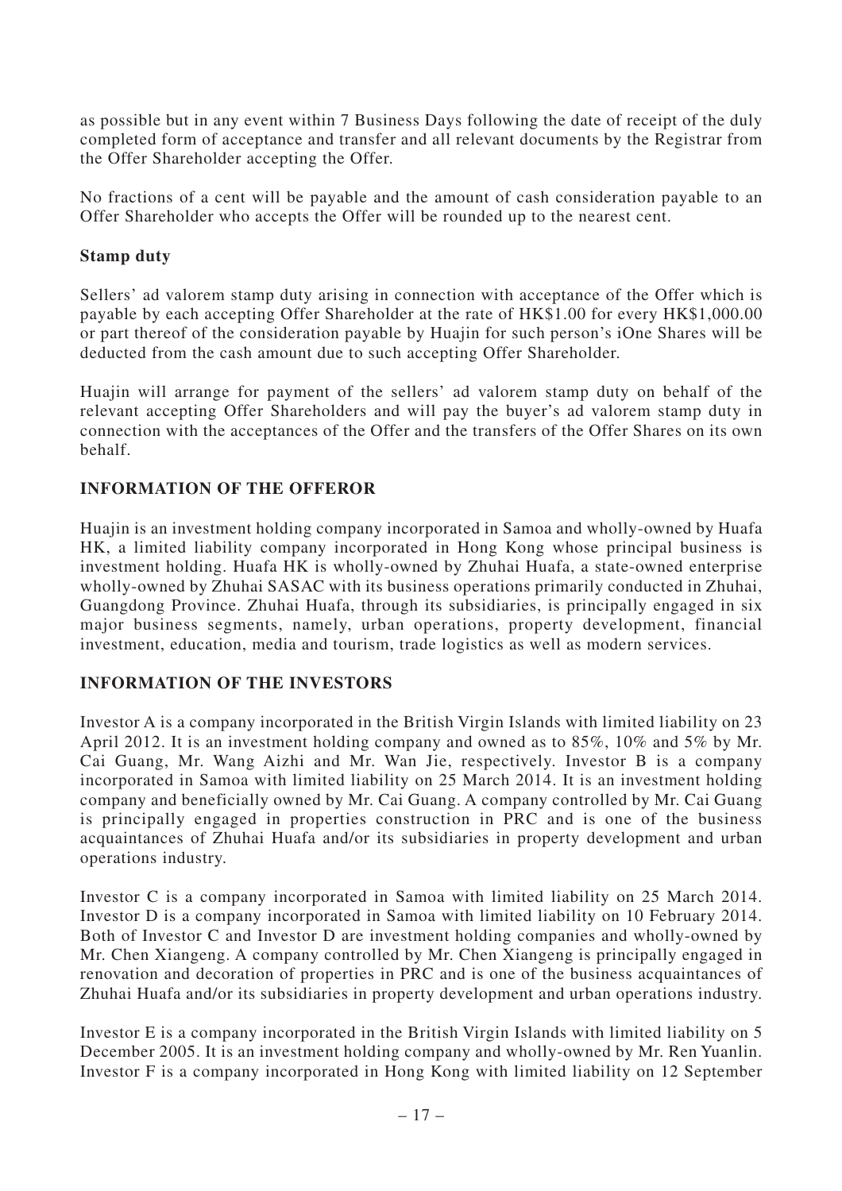as possible but in any event within 7 Business Days following the date of receipt of the duly completed form of acceptance and transfer and all relevant documents by the Registrar from the Offer Shareholder accepting the Offer.

No fractions of a cent will be payable and the amount of cash consideration payable to an Offer Shareholder who accepts the Offer will be rounded up to the nearest cent.

### Stamp duty

Sellers' ad valorem stamp duty arising in connection with acceptance of the Offer which is payable by each accepting Offer Shareholder at the rate of HK$1.00 for every HK$1,000.00 or part thereof of the consideration payable by Huajin for such person's iOne Shares will be deducted from the cash amount due to such accepting Offer Shareholder.

Huajin will arrange for payment of the sellers' ad valorem stamp duty on behalf of the relevant accepting Offer Shareholders and will pay the buyer's ad valorem stamp duty in connection with the acceptances of the Offer and the transfers of the Offer Shares on its own behalf.

## INFORMATION OF THE OFFEROR

Huajin is an investment holding company incorporated in Samoa and wholly-owned by Huafa HK, a limited liability company incorporated in Hong Kong whose principal business is investment holding. Huafa HK is wholly-owned by Zhuhai Huafa, a state-owned enterprise wholly-owned by Zhuhai SASAC with its business operations primarily conducted in Zhuhai, Guangdong Province. Zhuhai Huafa, through its subsidiaries, is principally engaged in six major business segments, namely, urban operations, property development, financial investment, education, media and tourism, trade logistics as well as modern services.

## INFORMATION OF THE INVESTORS

Investor A is a company incorporated in the British Virgin Islands with limited liability on 23 April 2012. It is an investment holding company and owned as to 85%, 10% and 5% by Mr. Cai Guang, Mr. Wang Aizhi and Mr. Wan Jie, respectively. Investor B is a company incorporated in Samoa with limited liability on 25 March 2014. It is an investment holding company and beneficially owned by Mr. Cai Guang. A company controlled by Mr. Cai Guang is principally engaged in properties construction in PRC and is one of the business acquaintances of Zhuhai Huafa and/or its subsidiaries in property development and urban operations industry.

Investor C is a company incorporated in Samoa with limited liability on 25 March 2014. Investor D is a company incorporated in Samoa with limited liability on 10 February 2014. Both of Investor C and Investor D are investment holding companies and wholly-owned by Mr. Chen Xiangeng. A company controlled by Mr. Chen Xiangeng is principally engaged in renovation and decoration of properties in PRC and is one of the business acquaintances of Zhuhai Huafa and/or its subsidiaries in property development and urban operations industry.

Investor E is a company incorporated in the British Virgin Islands with limited liability on 5 December 2005. It is an investment holding company and wholly-owned by Mr. Ren Yuanlin. Investor F is a company incorporated in Hong Kong with limited liability on 12 September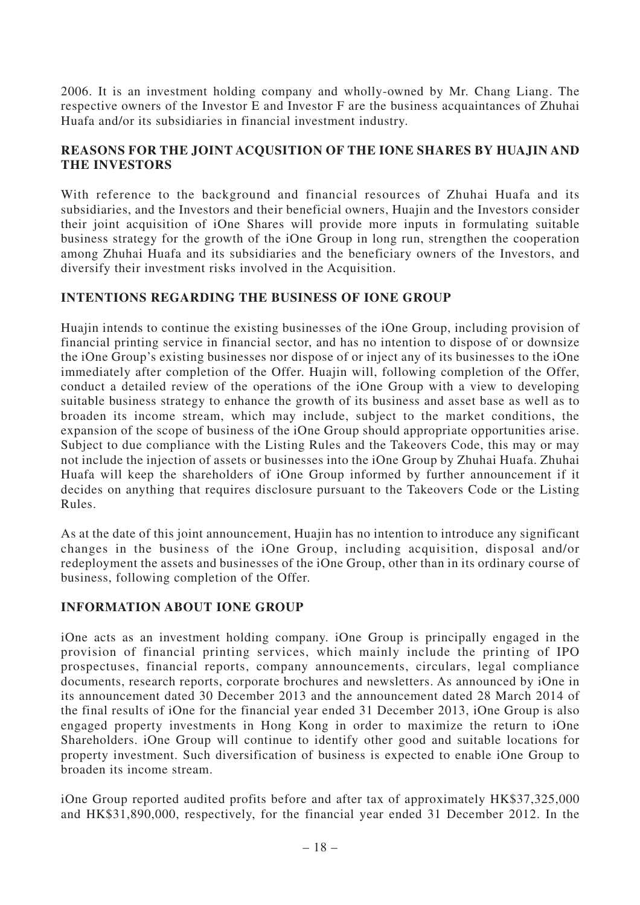2006. It is an investment holding company and wholly-owned by Mr. Chang Liang. The respective owners of the Investor E and Investor F are the business acquaintances of Zhuhai Huafa and/or its subsidiaries in financial investment industry.

## REASONS FOR THE JOINT ACQUSITION OF THE IONE SHARES BY HUAJIN AND THE INVESTORS

With reference to the background and financial resources of Zhuhai Huafa and its subsidiaries, and the Investors and their beneficial owners, Huajin and the Investors consider their joint acquisition of iOne Shares will provide more inputs in formulating suitable business strategy for the growth of the iOne Group in long run, strengthen the cooperation among Zhuhai Huafa and its subsidiaries and the beneficiary owners of the Investors, and diversify their investment risks involved in the Acquisition.

## INTENTIONS REGARDING THE BUSINESS OF IONE GROUP

Huajin intends to continue the existing businesses of the iOne Group, including provision of financial printing service in financial sector, and has no intention to dispose of or downsize the iOne Group's existing businesses nor dispose of or inject any of its businesses to the iOne immediately after completion of the Offer. Huajin will, following completion of the Offer, conduct a detailed review of the operations of the iOne Group with a view to developing suitable business strategy to enhance the growth of its business and asset base as well as to broaden its income stream, which may include, subject to the market conditions, the expansion of the scope of business of the iOne Group should appropriate opportunities arise. Subject to due compliance with the Listing Rules and the Takeovers Code, this may or may not include the injection of assets or businesses into the iOne Group by Zhuhai Huafa. Zhuhai Huafa will keep the shareholders of iOne Group informed by further announcement if it decides on anything that requires disclosure pursuant to the Takeovers Code or the Listing Rules.

As at the date of this joint announcement, Huajin has no intention to introduce any significant changes in the business of the iOne Group, including acquisition, disposal and/or redeployment the assets and businesses of the iOne Group, other than in its ordinary course of business, following completion of the Offer.

## INFORMATION ABOUT IONE GROUP

iOne acts as an investment holding company. iOne Group is principally engaged in the provision of financial printing services, which mainly include the printing of IPO prospectuses, financial reports, company announcements, circulars, legal compliance documents, research reports, corporate brochures and newsletters. As announced by iOne in its announcement dated 30 December 2013 and the announcement dated 28 March 2014 of the final results of iOne for the financial year ended 31 December 2013, iOne Group is also engaged property investments in Hong Kong in order to maximize the return to iOne Shareholders. iOne Group will continue to identify other good and suitable locations for property investment. Such diversification of business is expected to enable iOne Group to broaden its income stream.

iOne Group reported audited profits before and after tax of approximately HK$37,325,000 and HK$31,890,000, respectively, for the financial year ended 31 December 2012. In the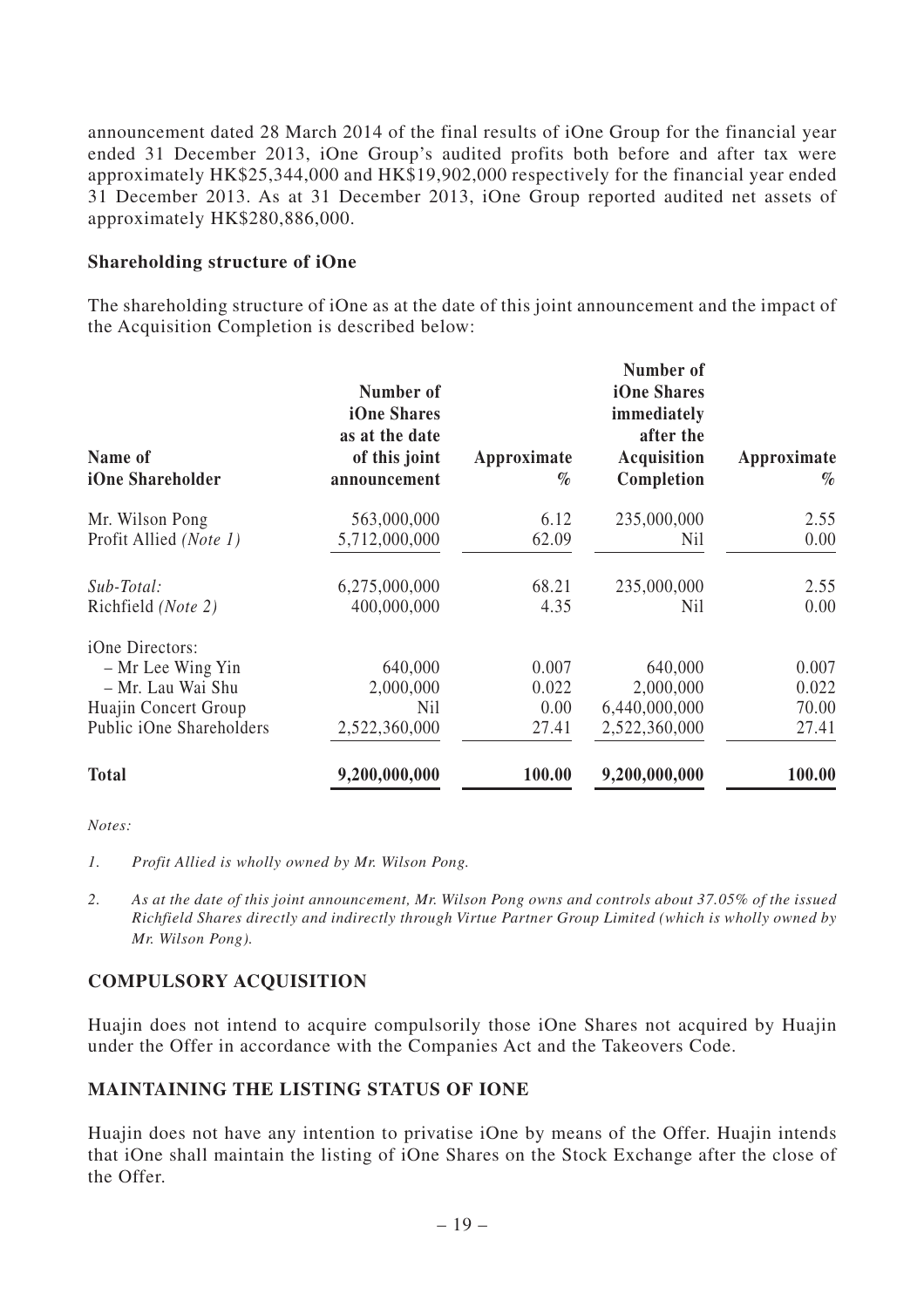announcement dated 28 March 2014 of the final results of iOne Group for the financial year ended 31 December 2013, iOne Group's audited profits both before and after tax were approximately HK$25,344,000 and HK$19,902,000 respectively for the financial year ended 31 December 2013. As at 31 December 2013, iOne Group reported audited net assets of approximately HK$280,886,000.

**Shareholding structure of iOne**

The shareholding structure of iOne as at the date of this joint announcement and the impact of the Acquisition Completion is described below:

| Name of iOne Shareholder | Number of iOne Shares as at the date of this joint announcement | Approximate % | Number of iOne Shares immediately after the Acquisition Completion | Approximate % |
|---|---|---|---|---|
| Mr. Wilson Pong | 563,000,000 | 6.12 | 235,000,000 | 2.55 |
| Profit Allied *(Note 1)* | 5,712,000,000 | 62.09 | Nil | 0.00 |
| *Sub-Total:* | 6,275,000,000 | 68.21 | 235,000,000 | 2.55 |
| Richfield *(Note 2)* | 400,000,000 | 4.35 | Nil | 0.00 |
| iOne Directors: | | | | |
| – Mr Lee Wing Yin | 640,000 | 0.007 | 640,000 | 0.007 |
| – Mr. Lau Wai Shu | 2,000,000 | 0.022 | 2,000,000 | 0.022 |
| Huajin Concert Group | Nil | 0.00 | 6,440,000,000 | 70.00 |
| Public iOne Shareholders | 2,522,360,000 | 27.41 | 2,522,360,000 | 27.41 |
| **Total** | **9,200,000,000** | **100.00** | **9,200,000,000** | **100.00** |

*Notes:*

1. *Profit Allied is wholly owned by Mr. Wilson Pong.*

2. *As at the date of this joint announcement, Mr. Wilson Pong owns and controls about 37.05% of the issued Richfield Shares directly and indirectly through Virtue Partner Group Limited (which is wholly owned by Mr. Wilson Pong).*

## COMPULSORY ACQUISITION

Huajin does not intend to acquire compulsorily those iOne Shares not acquired by Huajin under the Offer in accordance with the Companies Act and the Takeovers Code.

## MAINTAINING THE LISTING STATUS OF IONE

Huajin does not have any intention to privatise iOne by means of the Offer. Huajin intends that iOne shall maintain the listing of iOne Shares on the Stock Exchange after the close of the Offer.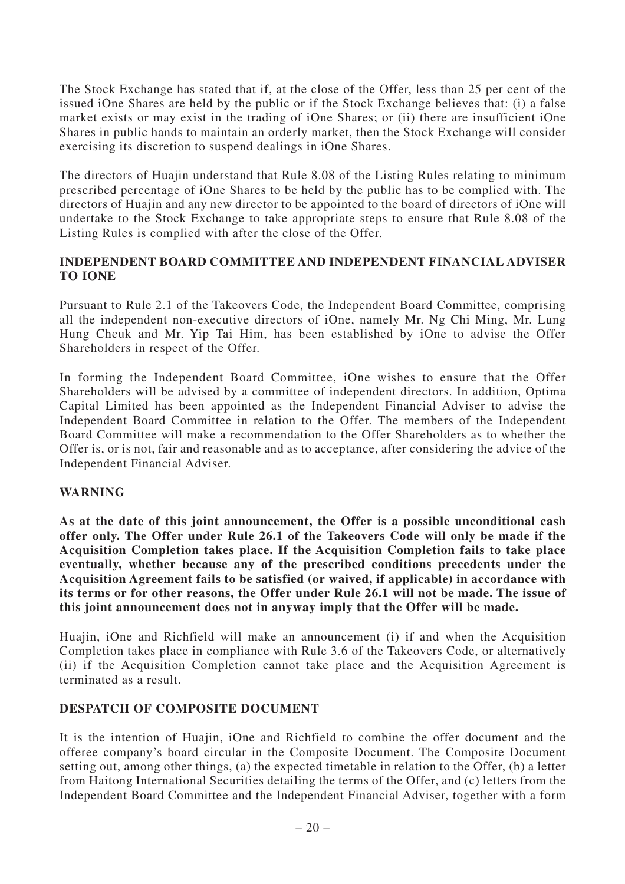The Stock Exchange has stated that if, at the close of the Offer, less than 25 per cent of the issued iOne Shares are held by the public or if the Stock Exchange believes that: (i) a false market exists or may exist in the trading of iOne Shares; or (ii) there are insufficient iOne Shares in public hands to maintain an orderly market, then the Stock Exchange will consider exercising its discretion to suspend dealings in iOne Shares.

The directors of Huajin understand that Rule 8.08 of the Listing Rules relating to minimum prescribed percentage of iOne Shares to be held by the public has to be complied with. The directors of Huajin and any new director to be appointed to the board of directors of iOne will undertake to the Stock Exchange to take appropriate steps to ensure that Rule 8.08 of the Listing Rules is complied with after the close of the Offer.

## INDEPENDENT BOARD COMMITTEE AND INDEPENDENT FINANCIAL ADVISER TO IONE

Pursuant to Rule 2.1 of the Takeovers Code, the Independent Board Committee, comprising all the independent non-executive directors of iOne, namely Mr. Ng Chi Ming, Mr. Lung Hung Cheuk and Mr. Yip Tai Him, has been established by iOne to advise the Offer Shareholders in respect of the Offer.

In forming the Independent Board Committee, iOne wishes to ensure that the Offer Shareholders will be advised by a committee of independent directors. In addition, Optima Capital Limited has been appointed as the Independent Financial Adviser to advise the Independent Board Committee in relation to the Offer. The members of the Independent Board Committee will make a recommendation to the Offer Shareholders as to whether the Offer is, or is not, fair and reasonable and as to acceptance, after considering the advice of the Independent Financial Adviser.

## WARNING

**As at the date of this joint announcement, the Offer is a possible unconditional cash offer only. The Offer under Rule 26.1 of the Takeovers Code will only be made if the Acquisition Completion takes place. If the Acquisition Completion fails to take place eventually, whether because any of the prescribed conditions precedents under the Acquisition Agreement fails to be satisfied (or waived, if applicable) in accordance with its terms or for other reasons, the Offer under Rule 26.1 will not be made. The issue of this joint announcement does not in anyway imply that the Offer will be made.**

Huajin, iOne and Richfield will make an announcement (i) if and when the Acquisition Completion takes place in compliance with Rule 3.6 of the Takeovers Code, or alternatively (ii) if the Acquisition Completion cannot take place and the Acquisition Agreement is terminated as a result.

## DESPATCH OF COMPOSITE DOCUMENT

It is the intention of Huajin, iOne and Richfield to combine the offer document and the offeree company's board circular in the Composite Document. The Composite Document setting out, among other things, (a) the expected timetable in relation to the Offer, (b) a letter from Haitong International Securities detailing the terms of the Offer, and (c) letters from the Independent Board Committee and the Independent Financial Adviser, together with a form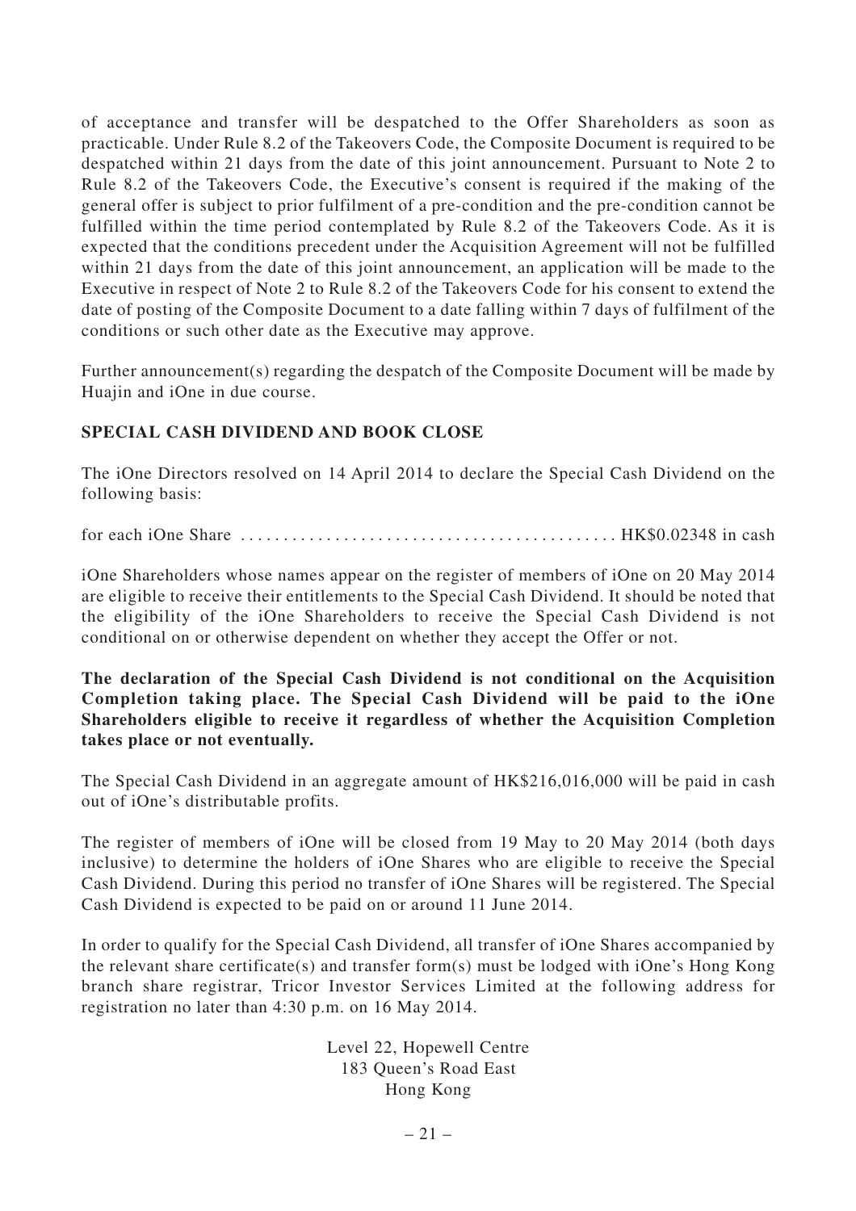of acceptance and transfer will be despatched to the Offer Shareholders as soon as practicable. Under Rule 8.2 of the Takeovers Code, the Composite Document is required to be despatched within 21 days from the date of this joint announcement. Pursuant to Note 2 to Rule 8.2 of the Takeovers Code, the Executive's consent is required if the making of the general offer is subject to prior fulfilment of a pre-condition and the pre-condition cannot be fulfilled within the time period contemplated by Rule 8.2 of the Takeovers Code. As it is expected that the conditions precedent under the Acquisition Agreement will not be fulfilled within 21 days from the date of this joint announcement, an application will be made to the Executive in respect of Note 2 to Rule 8.2 of the Takeovers Code for his consent to extend the date of posting of the Composite Document to a date falling within 7 days of fulfilment of the conditions or such other date as the Executive may approve.

Further announcement(s) regarding the despatch of the Composite Document will be made by Huajin and iOne in due course.

## SPECIAL CASH DIVIDEND AND BOOK CLOSE

The iOne Directors resolved on 14 April 2014 to declare the Special Cash Dividend on the following basis:

for each iOne Share . . . . . . . . . . . . . . . . . . . . . . . . . . . . . . . . . . . . . . . . . . . HK$0.02348 in cash

iOne Shareholders whose names appear on the register of members of iOne on 20 May 2014 are eligible to receive their entitlements to the Special Cash Dividend. It should be noted that the eligibility of the iOne Shareholders to receive the Special Cash Dividend is not conditional on or otherwise dependent on whether they accept the Offer or not.

**The declaration of the Special Cash Dividend is not conditional on the Acquisition Completion taking place. The Special Cash Dividend will be paid to the iOne Shareholders eligible to receive it regardless of whether the Acquisition Completion takes place or not eventually.**

The Special Cash Dividend in an aggregate amount of HK$216,016,000 will be paid in cash out of iOne's distributable profits.

The register of members of iOne will be closed from 19 May to 20 May 2014 (both days inclusive) to determine the holders of iOne Shares who are eligible to receive the Special Cash Dividend. During this period no transfer of iOne Shares will be registered. The Special Cash Dividend is expected to be paid on or around 11 June 2014.

In order to qualify for the Special Cash Dividend, all transfer of iOne Shares accompanied by the relevant share certificate(s) and transfer form(s) must be lodged with iOne's Hong Kong branch share registrar, Tricor Investor Services Limited at the following address for registration no later than 4:30 p.m. on 16 May 2014.

Level 22, Hopewell Centre
183 Queen's Road East
Hong Kong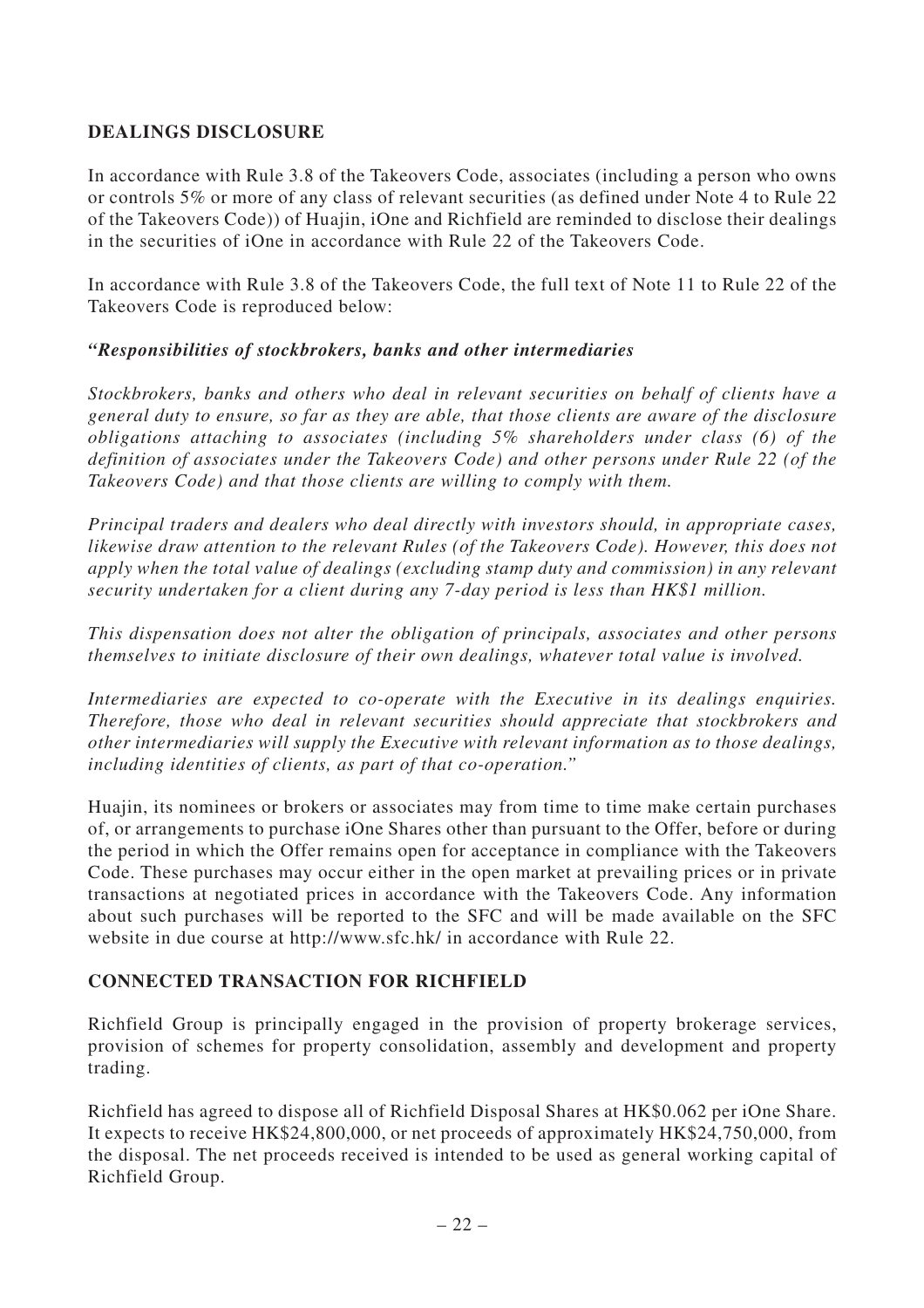## DEALINGS DISCLOSURE

In accordance with Rule 3.8 of the Takeovers Code, associates (including a person who owns or controls 5% or more of any class of relevant securities (as defined under Note 4 to Rule 22 of the Takeovers Code)) of Huajin, iOne and Richfield are reminded to disclose their dealings in the securities of iOne in accordance with Rule 22 of the Takeovers Code.

In accordance with Rule 3.8 of the Takeovers Code, the full text of Note 11 to Rule 22 of the Takeovers Code is reproduced below:

***"Responsibilities of stockbrokers, banks and other intermediaries***

*Stockbrokers, banks and others who deal in relevant securities on behalf of clients have a general duty to ensure, so far as they are able, that those clients are aware of the disclosure obligations attaching to associates (including 5% shareholders under class (6) of the definition of associates under the Takeovers Code) and other persons under Rule 22 (of the Takeovers Code) and that those clients are willing to comply with them.*

*Principal traders and dealers who deal directly with investors should, in appropriate cases, likewise draw attention to the relevant Rules (of the Takeovers Code). However, this does not apply when the total value of dealings (excluding stamp duty and commission) in any relevant security undertaken for a client during any 7-day period is less than HK$1 million.*

*This dispensation does not alter the obligation of principals, associates and other persons themselves to initiate disclosure of their own dealings, whatever total value is involved.*

*Intermediaries are expected to co-operate with the Executive in its dealings enquiries. Therefore, those who deal in relevant securities should appreciate that stockbrokers and other intermediaries will supply the Executive with relevant information as to those dealings, including identities of clients, as part of that co-operation."*

Huajin, its nominees or brokers or associates may from time to time make certain purchases of, or arrangements to purchase iOne Shares other than pursuant to the Offer, before or during the period in which the Offer remains open for acceptance in compliance with the Takeovers Code. These purchases may occur either in the open market at prevailing prices or in private transactions at negotiated prices in accordance with the Takeovers Code. Any information about such purchases will be reported to the SFC and will be made available on the SFC website in due course at http://www.sfc.hk/ in accordance with Rule 22.

## CONNECTED TRANSACTION FOR RICHFIELD

Richfield Group is principally engaged in the provision of property brokerage services, provision of schemes for property consolidation, assembly and development and property trading.

Richfield has agreed to dispose all of Richfield Disposal Shares at HK$0.062 per iOne Share. It expects to receive HK$24,800,000, or net proceeds of approximately HK$24,750,000, from the disposal. The net proceeds received is intended to be used as general working capital of Richfield Group.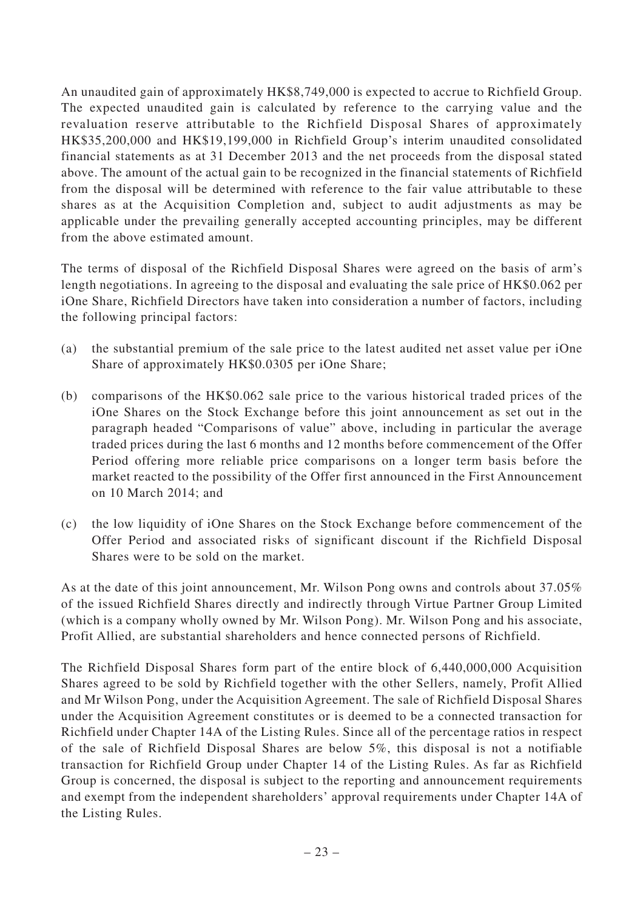An unaudited gain of approximately HK$8,749,000 is expected to accrue to Richfield Group. The expected unaudited gain is calculated by reference to the carrying value and the revaluation reserve attributable to the Richfield Disposal Shares of approximately HK$35,200,000 and HK$19,199,000 in Richfield Group's interim unaudited consolidated financial statements as at 31 December 2013 and the net proceeds from the disposal stated above. The amount of the actual gain to be recognized in the financial statements of Richfield from the disposal will be determined with reference to the fair value attributable to these shares as at the Acquisition Completion and, subject to audit adjustments as may be applicable under the prevailing generally accepted accounting principles, may be different from the above estimated amount.

The terms of disposal of the Richfield Disposal Shares were agreed on the basis of arm's length negotiations. In agreeing to the disposal and evaluating the sale price of HK$0.062 per iOne Share, Richfield Directors have taken into consideration a number of factors, including the following principal factors:

(a) the substantial premium of the sale price to the latest audited net asset value per iOne Share of approximately HK$0.0305 per iOne Share;

(b) comparisons of the HK$0.062 sale price to the various historical traded prices of the iOne Shares on the Stock Exchange before this joint announcement as set out in the paragraph headed "Comparisons of value" above, including in particular the average traded prices during the last 6 months and 12 months before commencement of the Offer Period offering more reliable price comparisons on a longer term basis before the market reacted to the possibility of the Offer first announced in the First Announcement on 10 March 2014; and

(c) the low liquidity of iOne Shares on the Stock Exchange before commencement of the Offer Period and associated risks of significant discount if the Richfield Disposal Shares were to be sold on the market.

As at the date of this joint announcement, Mr. Wilson Pong owns and controls about 37.05% of the issued Richfield Shares directly and indirectly through Virtue Partner Group Limited (which is a company wholly owned by Mr. Wilson Pong). Mr. Wilson Pong and his associate, Profit Allied, are substantial shareholders and hence connected persons of Richfield.

The Richfield Disposal Shares form part of the entire block of 6,440,000,000 Acquisition Shares agreed to be sold by Richfield together with the other Sellers, namely, Profit Allied and Mr Wilson Pong, under the Acquisition Agreement. The sale of Richfield Disposal Shares under the Acquisition Agreement constitutes or is deemed to be a connected transaction for Richfield under Chapter 14A of the Listing Rules. Since all of the percentage ratios in respect of the sale of Richfield Disposal Shares are below 5%, this disposal is not a notifiable transaction for Richfield Group under Chapter 14 of the Listing Rules. As far as Richfield Group is concerned, the disposal is subject to the reporting and announcement requirements and exempt from the independent shareholders' approval requirements under Chapter 14A of the Listing Rules.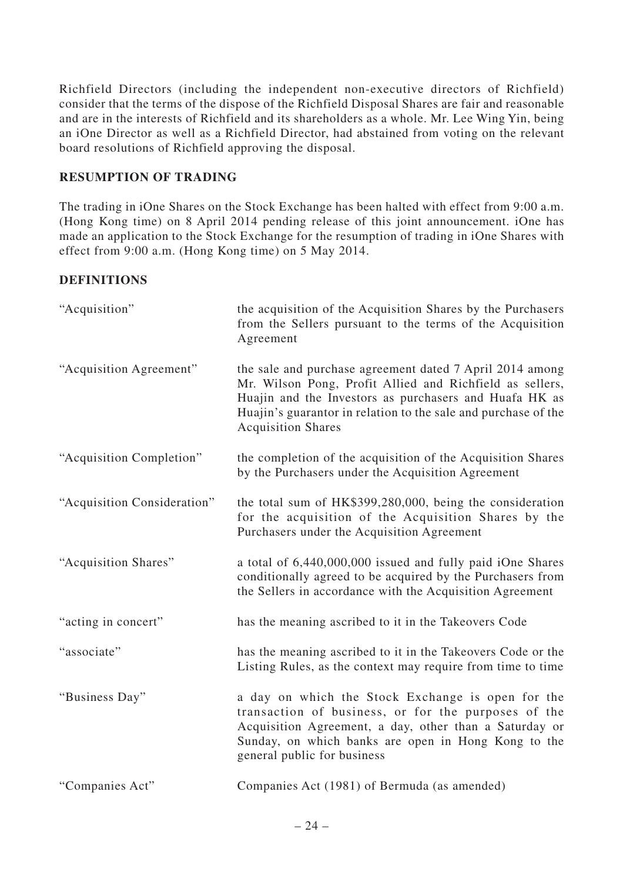Richfield Directors (including the independent non-executive directors of Richfield) consider that the terms of the dispose of the Richfield Disposal Shares are fair and reasonable and are in the interests of Richfield and its shareholders as a whole. Mr. Lee Wing Yin, being an iOne Director as well as a Richfield Director, had abstained from voting on the relevant board resolutions of Richfield approving the disposal.

## RESUMPTION OF TRADING

The trading in iOne Shares on the Stock Exchange has been halted with effect from 9:00 a.m. (Hong Kong time) on 8 April 2014 pending release of this joint announcement. iOne has made an application to the Stock Exchange for the resumption of trading in iOne Shares with effect from 9:00 a.m. (Hong Kong time) on 5 May 2014.

## DEFINITIONS

| | |
|---|---|
| "Acquisition" | the acquisition of the Acquisition Shares by the Purchasers from the Sellers pursuant to the terms of the Acquisition Agreement |
| "Acquisition Agreement" | the sale and purchase agreement dated 7 April 2014 among Mr. Wilson Pong, Profit Allied and Richfield as sellers, Huajin and the Investors as purchasers and Huafa HK as Huajin's guarantor in relation to the sale and purchase of the Acquisition Shares |
| "Acquisition Completion" | the completion of the acquisition of the Acquisition Shares by the Purchasers under the Acquisition Agreement |
| "Acquisition Consideration" | the total sum of HK$399,280,000, being the consideration for the acquisition of the Acquisition Shares by the Purchasers under the Acquisition Agreement |
| "Acquisition Shares" | a total of 6,440,000,000 issued and fully paid iOne Shares conditionally agreed to be acquired by the Purchasers from the Sellers in accordance with the Acquisition Agreement |
| "acting in concert" | has the meaning ascribed to it in the Takeovers Code |
| "associate" | has the meaning ascribed to it in the Takeovers Code or the Listing Rules, as the context may require from time to time |
| "Business Day" | a day on which the Stock Exchange is open for the transaction of business, or for the purposes of the Acquisition Agreement, a day, other than a Saturday or Sunday, on which banks are open in Hong Kong to the general public for business |
| "Companies Act" | Companies Act (1981) of Bermuda (as amended) |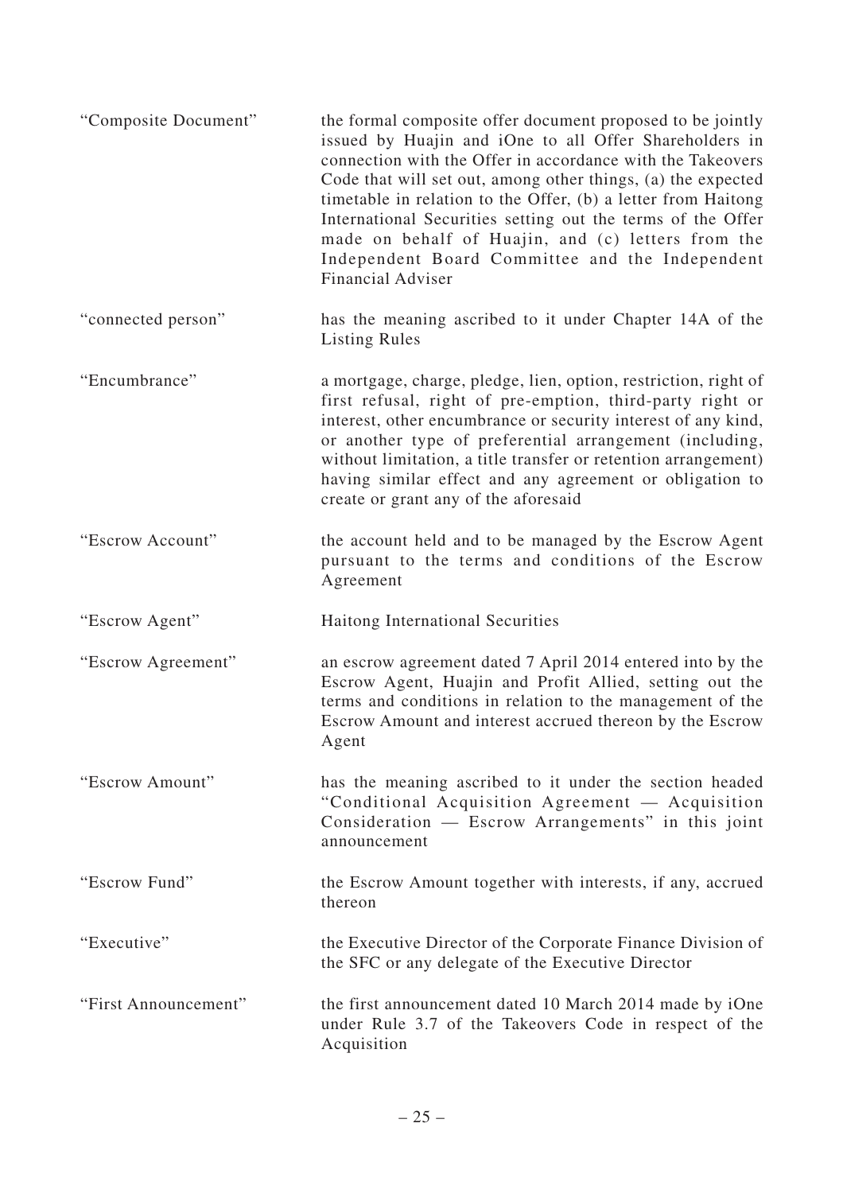| | |
|---|---|
| "Composite Document" | the formal composite offer document proposed to be jointly issued by Huajin and iOne to all Offer Shareholders in connection with the Offer in accordance with the Takeovers Code that will set out, among other things, (a) the expected timetable in relation to the Offer, (b) a letter from Haitong International Securities setting out the terms of the Offer made on behalf of Huajin, and (c) letters from the Independent Board Committee and the Independent Financial Adviser |
| "connected person" | has the meaning ascribed to it under Chapter 14A of the Listing Rules |
| "Encumbrance" | a mortgage, charge, pledge, lien, option, restriction, right of first refusal, right of pre-emption, third-party right or interest, other encumbrance or security interest of any kind, or another type of preferential arrangement (including, without limitation, a title transfer or retention arrangement) having similar effect and any agreement or obligation to create or grant any of the aforesaid |
| "Escrow Account" | the account held and to be managed by the Escrow Agent pursuant to the terms and conditions of the Escrow Agreement |
| "Escrow Agent" | Haitong International Securities |
| "Escrow Agreement" | an escrow agreement dated 7 April 2014 entered into by the Escrow Agent, Huajin and Profit Allied, setting out the terms and conditions in relation to the management of the Escrow Amount and interest accrued thereon by the Escrow Agent |
| "Escrow Amount" | has the meaning ascribed to it under the section headed "Conditional Acquisition Agreement — Acquisition Consideration — Escrow Arrangements" in this joint announcement |
| "Escrow Fund" | the Escrow Amount together with interests, if any, accrued thereon |
| "Executive" | the Executive Director of the Corporate Finance Division of the SFC or any delegate of the Executive Director |
| "First Announcement" | the first announcement dated 10 March 2014 made by iOne under Rule 3.7 of the Takeovers Code in respect of the Acquisition |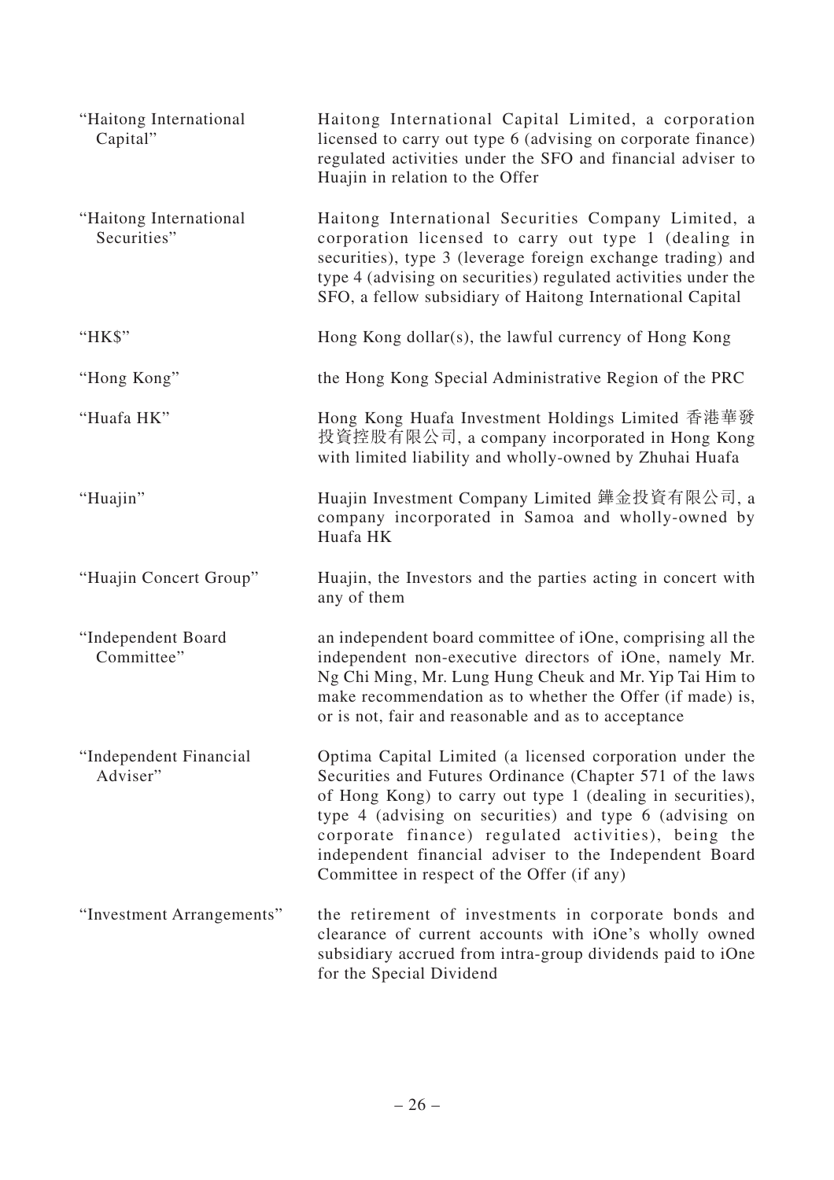| | |
|---|---|
| "Haitong International Capital" | Haitong International Capital Limited, a corporation licensed to carry out type 6 (advising on corporate finance) regulated activities under the SFO and financial adviser to Huajin in relation to the Offer |
| "Haitong International Securities" | Haitong International Securities Company Limited, a corporation licensed to carry out type 1 (dealing in securities), type 3 (leverage foreign exchange trading) and type 4 (advising on securities) regulated activities under the SFO, a fellow subsidiary of Haitong International Capital |
| "HK$" | Hong Kong dollar(s), the lawful currency of Hong Kong |
| "Hong Kong" | the Hong Kong Special Administrative Region of the PRC |
| "Huafa HK" | Hong Kong Huafa Investment Holdings Limited 香港華發投資控股有限公司, a company incorporated in Hong Kong with limited liability and wholly-owned by Zhuhai Huafa |
| "Huajin" | Huajin Investment Company Limited 鏵金投資有限公司, a company incorporated in Samoa and wholly-owned by Huafa HK |
| "Huajin Concert Group" | Huajin, the Investors and the parties acting in concert with any of them |
| "Independent Board Committee" | an independent board committee of iOne, comprising all the independent non-executive directors of iOne, namely Mr. Ng Chi Ming, Mr. Lung Hung Cheuk and Mr. Yip Tai Him to make recommendation as to whether the Offer (if made) is, or is not, fair and reasonable and as to acceptance |
| "Independent Financial Adviser" | Optima Capital Limited (a licensed corporation under the Securities and Futures Ordinance (Chapter 571 of the laws of Hong Kong) to carry out type 1 (dealing in securities), type 4 (advising on securities) and type 6 (advising on corporate finance) regulated activities), being the independent financial adviser to the Independent Board Committee in respect of the Offer (if any) |
| "Investment Arrangements" | the retirement of investments in corporate bonds and clearance of current accounts with iOne's wholly owned subsidiary accrued from intra-group dividends paid to iOne for the Special Dividend |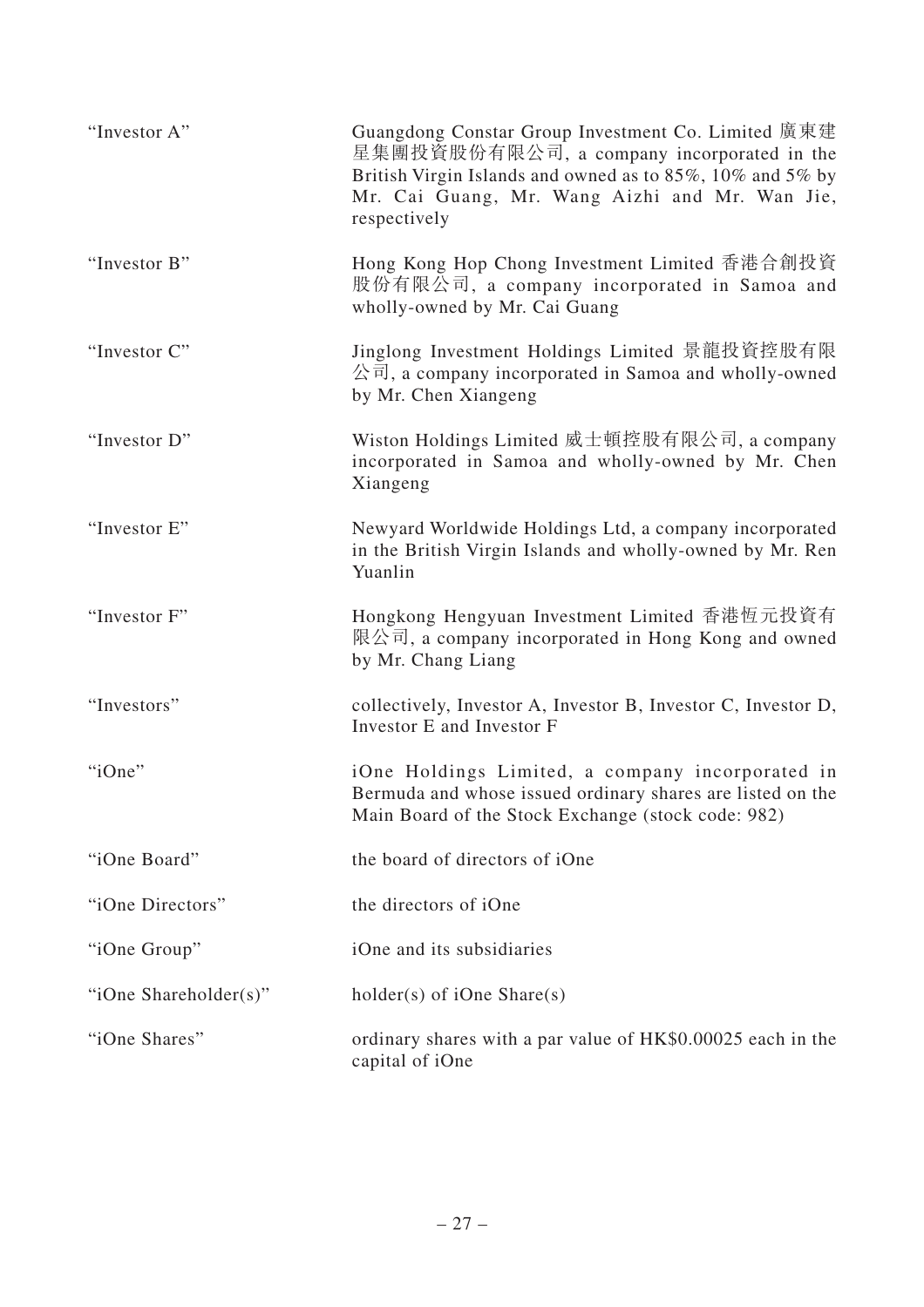| | |
|---|---|
| "Investor A" | Guangdong Constar Group Investment Co. Limited 廣東建星集團投資股份有限公司, a company incorporated in the British Virgin Islands and owned as to 85%, 10% and 5% by Mr. Cai Guang, Mr. Wang Aizhi and Mr. Wan Jie, respectively |
| "Investor B" | Hong Kong Hop Chong Investment Limited 香港合創投資股份有限公司, a company incorporated in Samoa and wholly-owned by Mr. Cai Guang |
| "Investor C" | Jinglong Investment Holdings Limited 景龍投資控股有限公司, a company incorporated in Samoa and wholly-owned by Mr. Chen Xiangeng |
| "Investor D" | Wiston Holdings Limited 威士頓控股有限公司, a company incorporated in Samoa and wholly-owned by Mr. Chen Xiangeng |
| "Investor E" | Newyard Worldwide Holdings Ltd, a company incorporated in the British Virgin Islands and wholly-owned by Mr. Ren Yuanlin |
| "Investor F" | Hongkong Hengyuan Investment Limited 香港恒元投資有限公司, a company incorporated in Hong Kong and owned by Mr. Chang Liang |
| "Investors" | collectively, Investor A, Investor B, Investor C, Investor D, Investor E and Investor F |
| "iOne" | iOne Holdings Limited, a company incorporated in Bermuda and whose issued ordinary shares are listed on the Main Board of the Stock Exchange (stock code: 982) |
| "iOne Board" | the board of directors of iOne |
| "iOne Directors" | the directors of iOne |
| "iOne Group" | iOne and its subsidiaries |
| "iOne Shareholder(s)" | holder(s) of iOne Share(s) |
| "iOne Shares" | ordinary shares with a par value of HK$0.00025 each in the capital of iOne |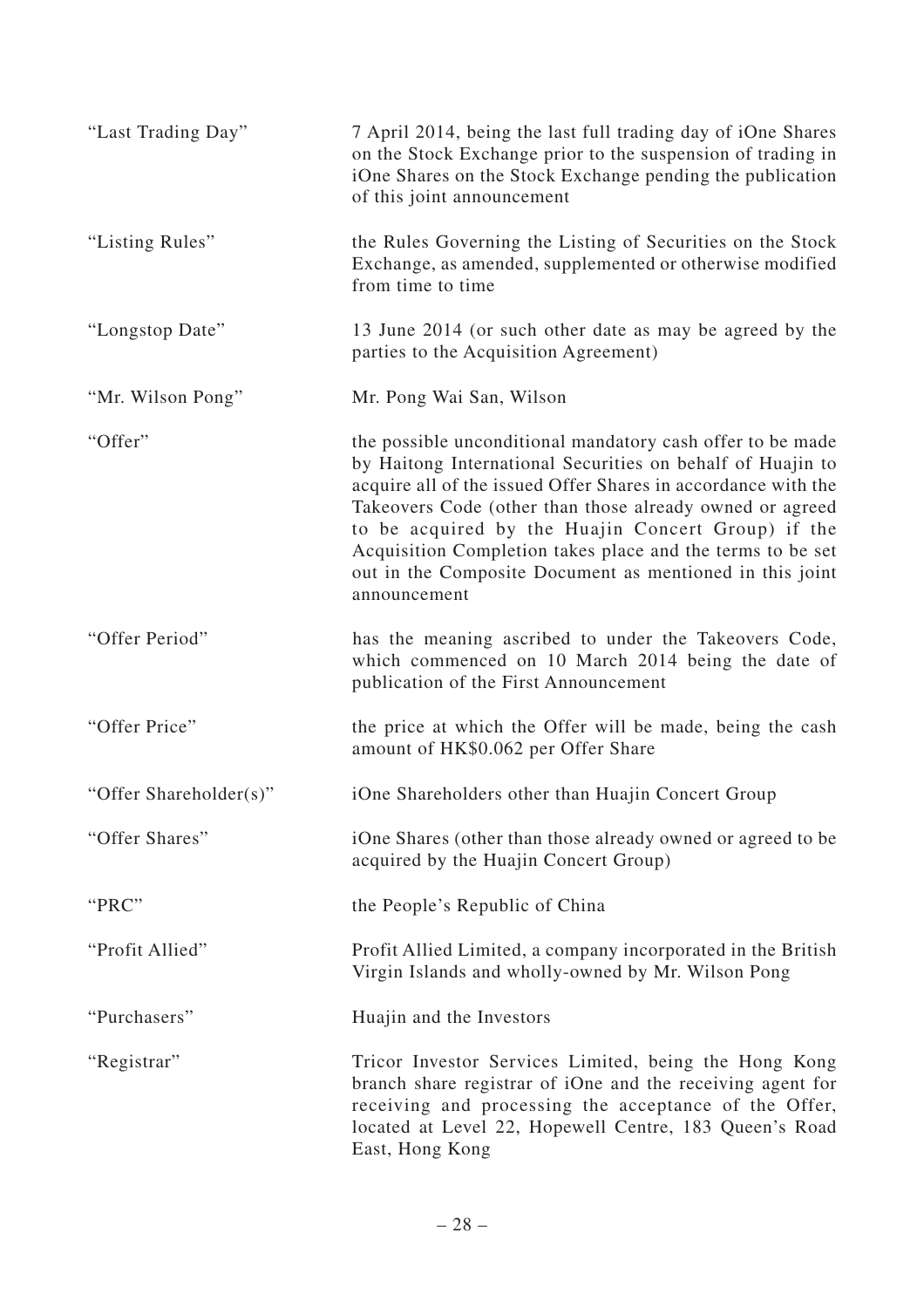| | |
|---|---|
| "Last Trading Day" | 7 April 2014, being the last full trading day of iOne Shares on the Stock Exchange prior to the suspension of trading in iOne Shares on the Stock Exchange pending the publication of this joint announcement |
| "Listing Rules" | the Rules Governing the Listing of Securities on the Stock Exchange, as amended, supplemented or otherwise modified from time to time |
| "Longstop Date" | 13 June 2014 (or such other date as may be agreed by the parties to the Acquisition Agreement) |
| "Mr. Wilson Pong" | Mr. Pong Wai San, Wilson |
| "Offer" | the possible unconditional mandatory cash offer to be made by Haitong International Securities on behalf of Huajin to acquire all of the issued Offer Shares in accordance with the Takeovers Code (other than those already owned or agreed to be acquired by the Huajin Concert Group) if the Acquisition Completion takes place and the terms to be set out in the Composite Document as mentioned in this joint announcement |
| "Offer Period" | has the meaning ascribed to under the Takeovers Code, which commenced on 10 March 2014 being the date of publication of the First Announcement |
| "Offer Price" | the price at which the Offer will be made, being the cash amount of HK$0.062 per Offer Share |
| "Offer Shareholder(s)" | iOne Shareholders other than Huajin Concert Group |
| "Offer Shares" | iOne Shares (other than those already owned or agreed to be acquired by the Huajin Concert Group) |
| "PRC" | the People's Republic of China |
| "Profit Allied" | Profit Allied Limited, a company incorporated in the British Virgin Islands and wholly-owned by Mr. Wilson Pong |
| "Purchasers" | Huajin and the Investors |
| "Registrar" | Tricor Investor Services Limited, being the Hong Kong branch share registrar of iOne and the receiving agent for receiving and processing the acceptance of the Offer, located at Level 22, Hopewell Centre, 183 Queen's Road East, Hong Kong |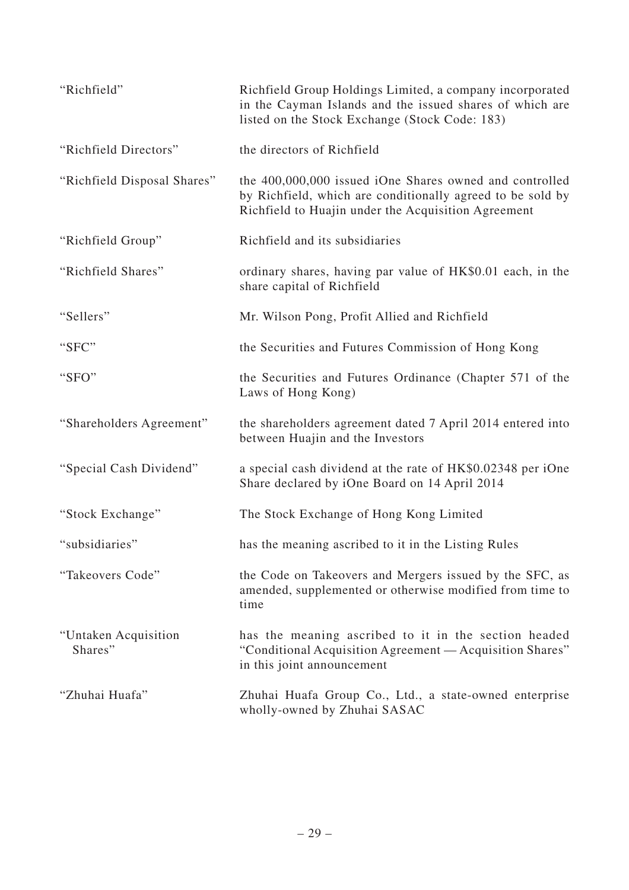| | |
|---|---|
| "Richfield" | Richfield Group Holdings Limited, a company incorporated in the Cayman Islands and the issued shares of which are listed on the Stock Exchange (Stock Code: 183) |
| "Richfield Directors" | the directors of Richfield |
| "Richfield Disposal Shares" | the 400,000,000 issued iOne Shares owned and controlled by Richfield, which are conditionally agreed to be sold by Richfield to Huajin under the Acquisition Agreement |
| "Richfield Group" | Richfield and its subsidiaries |
| "Richfield Shares" | ordinary shares, having par value of HK$0.01 each, in the share capital of Richfield |
| "Sellers" | Mr. Wilson Pong, Profit Allied and Richfield |
| "SFC" | the Securities and Futures Commission of Hong Kong |
| "SFO" | the Securities and Futures Ordinance (Chapter 571 of the Laws of Hong Kong) |
| "Shareholders Agreement" | the shareholders agreement dated 7 April 2014 entered into between Huajin and the Investors |
| "Special Cash Dividend" | a special cash dividend at the rate of HK$0.02348 per iOne Share declared by iOne Board on 14 April 2014 |
| "Stock Exchange" | The Stock Exchange of Hong Kong Limited |
| "subsidiaries" | has the meaning ascribed to it in the Listing Rules |
| "Takeovers Code" | the Code on Takeovers and Mergers issued by the SFC, as amended, supplemented or otherwise modified from time to time |
| "Untaken Acquisition Shares" | has the meaning ascribed to it in the section headed "Conditional Acquisition Agreement — Acquisition Shares" in this joint announcement |
| "Zhuhai Huafa" | Zhuhai Huafa Group Co., Ltd., a state-owned enterprise wholly-owned by Zhuhai SASAC |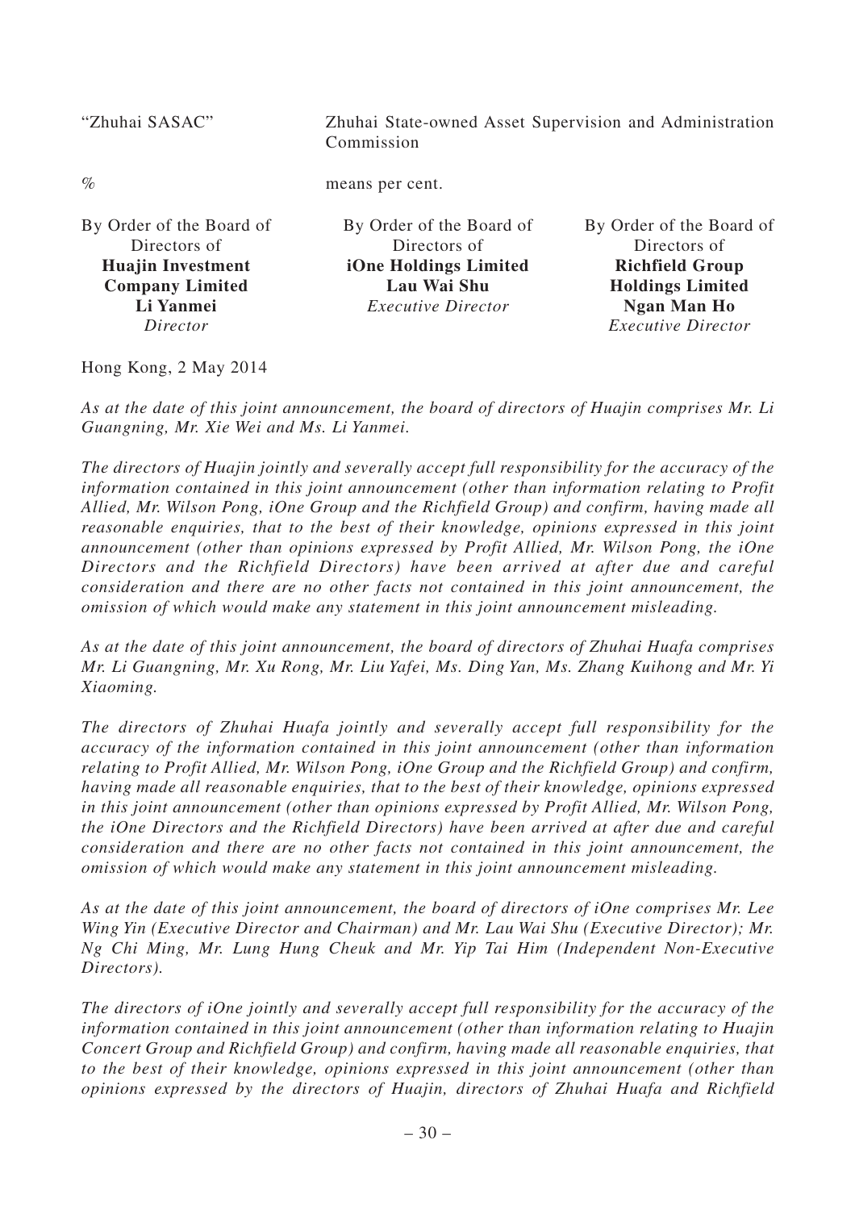| | |
|---|---|
| "Zhuhai SASAC" | Zhuhai State-owned Asset Supervision and Administration Commission |
| % | means per cent. |

| | | |
|---|---|---|
| By Order of the Board of Directors of **Huajin Investment Company Limited** **Li Yanmei** *Director* | By Order of the Board of Directors of **iOne Holdings Limited** **Lau Wai Shu** *Executive Director* | By Order of the Board of Directors of **Richfield Group Holdings Limited** **Ngan Man Ho** *Executive Director* |

Hong Kong, 2 May 2014

*As at the date of this joint announcement, the board of directors of Huajin comprises Mr. Li Guangning, Mr. Xie Wei and Ms. Li Yanmei.*

*The directors of Huajin jointly and severally accept full responsibility for the accuracy of the information contained in this joint announcement (other than information relating to Profit Allied, Mr. Wilson Pong, iOne Group and the Richfield Group) and confirm, having made all reasonable enquiries, that to the best of their knowledge, opinions expressed in this joint announcement (other than opinions expressed by Profit Allied, Mr. Wilson Pong, the iOne Directors and the Richfield Directors) have been arrived at after due and careful consideration and there are no other facts not contained in this joint announcement, the omission of which would make any statement in this joint announcement misleading.*

*As at the date of this joint announcement, the board of directors of Zhuhai Huafa comprises Mr. Li Guangning, Mr. Xu Rong, Mr. Liu Yafei, Ms. Ding Yan, Ms. Zhang Kuihong and Mr. Yi Xiaoming.*

*The directors of Zhuhai Huafa jointly and severally accept full responsibility for the accuracy of the information contained in this joint announcement (other than information relating to Profit Allied, Mr. Wilson Pong, iOne Group and the Richfield Group) and confirm, having made all reasonable enquiries, that to the best of their knowledge, opinions expressed in this joint announcement (other than opinions expressed by Profit Allied, Mr. Wilson Pong, the iOne Directors and the Richfield Directors) have been arrived at after due and careful consideration and there are no other facts not contained in this joint announcement, the omission of which would make any statement in this joint announcement misleading.*

*As at the date of this joint announcement, the board of directors of iOne comprises Mr. Lee Wing Yin (Executive Director and Chairman) and Mr. Lau Wai Shu (Executive Director); Mr. Ng Chi Ming, Mr. Lung Hung Cheuk and Mr. Yip Tai Him (Independent Non-Executive Directors).*

*The directors of iOne jointly and severally accept full responsibility for the accuracy of the information contained in this joint announcement (other than information relating to Huajin Concert Group and Richfield Group) and confirm, having made all reasonable enquiries, that to the best of their knowledge, opinions expressed in this joint announcement (other than opinions expressed by the directors of Huajin, directors of Zhuhai Huafa and Richfield*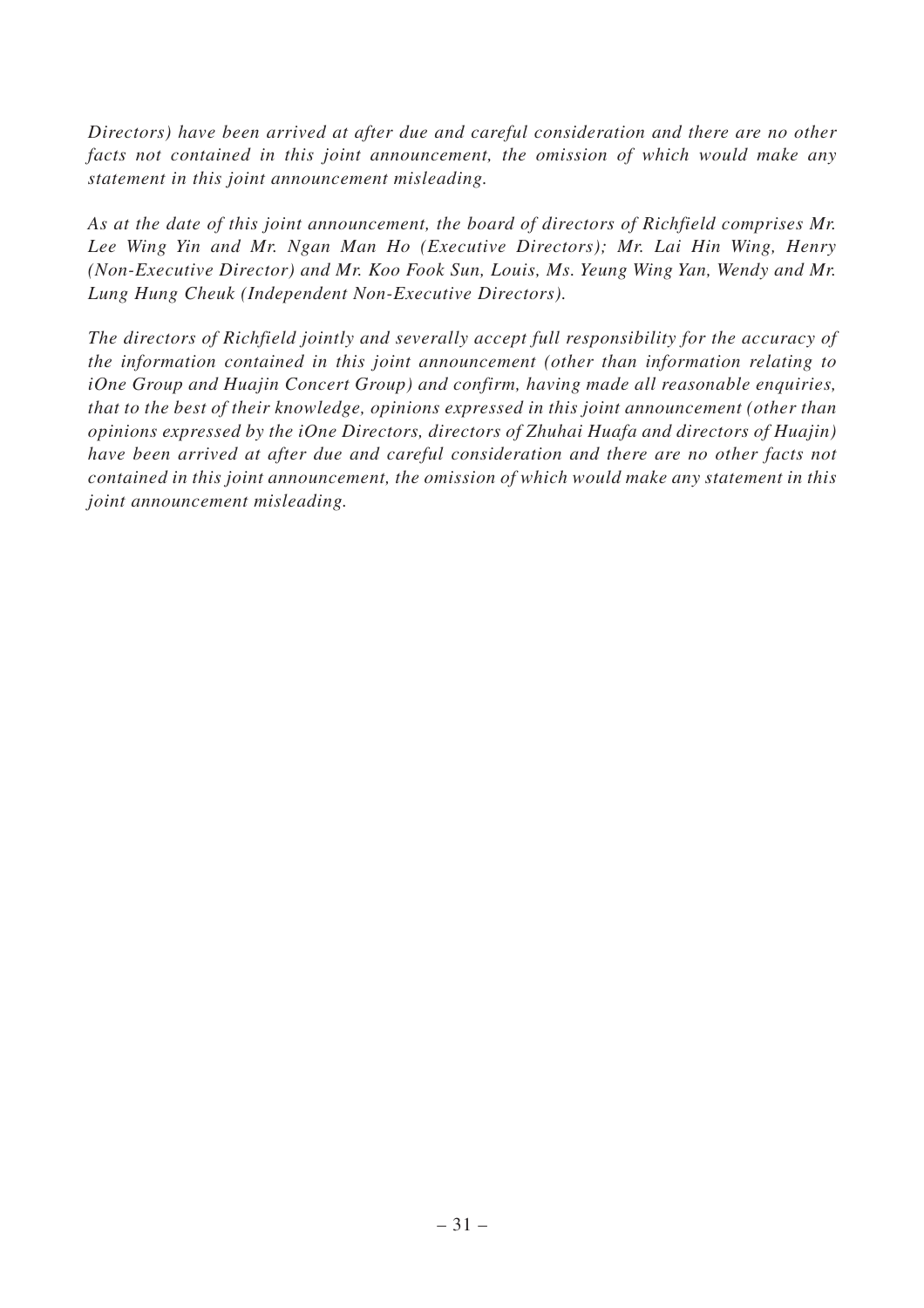*Directors) have been arrived at after due and careful consideration and there are no other facts not contained in this joint announcement, the omission of which would make any statement in this joint announcement misleading.*

*As at the date of this joint announcement, the board of directors of Richfield comprises Mr. Lee Wing Yin and Mr. Ngan Man Ho (Executive Directors); Mr. Lai Hin Wing, Henry (Non-Executive Director) and Mr. Koo Fook Sun, Louis, Ms. Yeung Wing Yan, Wendy and Mr. Lung Hung Cheuk (Independent Non-Executive Directors).*

*The directors of Richfield jointly and severally accept full responsibility for the accuracy of the information contained in this joint announcement (other than information relating to iOne Group and Huajin Concert Group) and confirm, having made all reasonable enquiries, that to the best of their knowledge, opinions expressed in this joint announcement (other than opinions expressed by the iOne Directors, directors of Zhuhai Huafa and directors of Huajin) have been arrived at after due and careful consideration and there are no other facts not contained in this joint announcement, the omission of which would make any statement in this joint announcement misleading.*